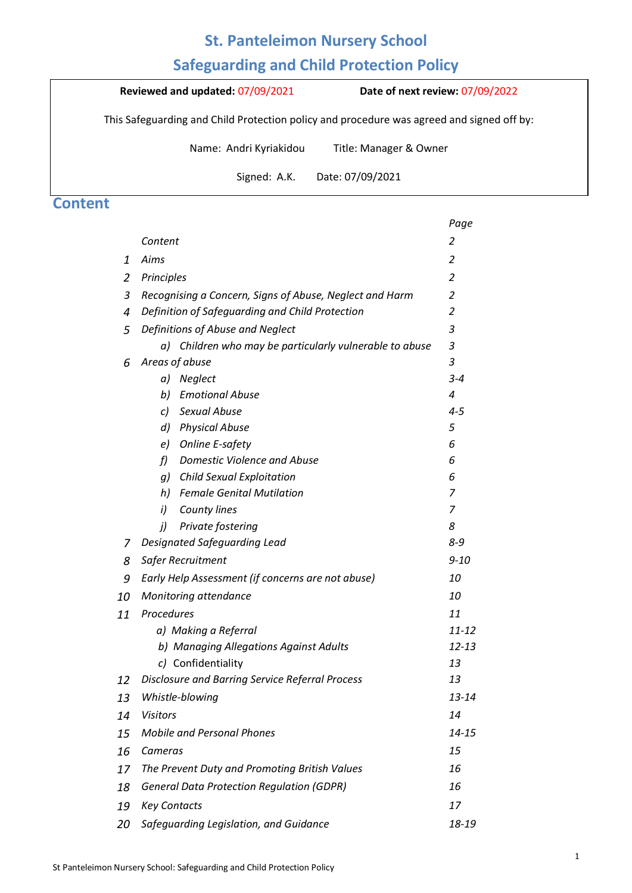# St. Panteleimon Nursery School

# Safeguarding and Child Protection Policy

| **Reviewed and updated:** 07/09/2021 | **Date of next review:** 07/09/2022 |
|---|---|

This Safeguarding and Child Protection policy and procedure was agreed and signed off by:

Name: Andri Kyriakidou Title: Manager & Owner

Signed: A.K. Date: 07/09/2021

## Content

| | | Page |
|---|---|---|
| | *Content* | *2* |
| *1* | *Aims* | *2* |
| *2* | *Principles* | *2* |
| *3* | *Recognising a Concern, Signs of Abuse, Neglect and Harm* | *2* |
| *4* | *Definition of Safeguarding and Child Protection* | *2* |
| *5* | *Definitions of Abuse and Neglect* | *3* |
| | *a) Children who may be particularly vulnerable to abuse* | *3* |
| *6* | *Areas of abuse* | *3* |
| | *a) Neglect* | *3-4* |
| | *b) Emotional Abuse* | *4* |
| | *c) Sexual Abuse* | *4-5* |
| | *d) Physical Abuse* | *5* |
| | *e) Online E-safety* | *6* |
| | *f) Domestic Violence and Abuse* | *6* |
| | *g) Child Sexual Exploitation* | *6* |
| | *h) Female Genital Mutilation* | *7* |
| | *i) County lines* | *7* |
| | *j) Private fostering* | *8* |
| *7* | *Designated Safeguarding Lead* | *8-9* |
| *8* | *Safer Recruitment* | *9-10* |
| *9* | *Early Help Assessment (if concerns are not abuse)* | *10* |
| *10* | *Monitoring attendance* | *10* |
| *11* | *Procedures* | *11* |
| | *a) Making a Referral* | *11-12* |
| | *b) Managing Allegations Against Adults* | *12-13* |
| | *c) Confidentiality* | *13* |
| *12* | *Disclosure and Barring Service Referral Process* | *13* |
| *13* | *Whistle-blowing* | *13-14* |
| *14* | *Visitors* | *14* |
| *15* | *Mobile and Personal Phones* | *14-15* |
| *16* | *Cameras* | *15* |
| *17* | *The Prevent Duty and Promoting British Values* | *16* |
| *18* | *General Data Protection Regulation (GDPR)* | *16* |
| *19* | *Key Contacts* | *17* |
| *20* | *Safeguarding Legislation, and Guidance* | *18-19* |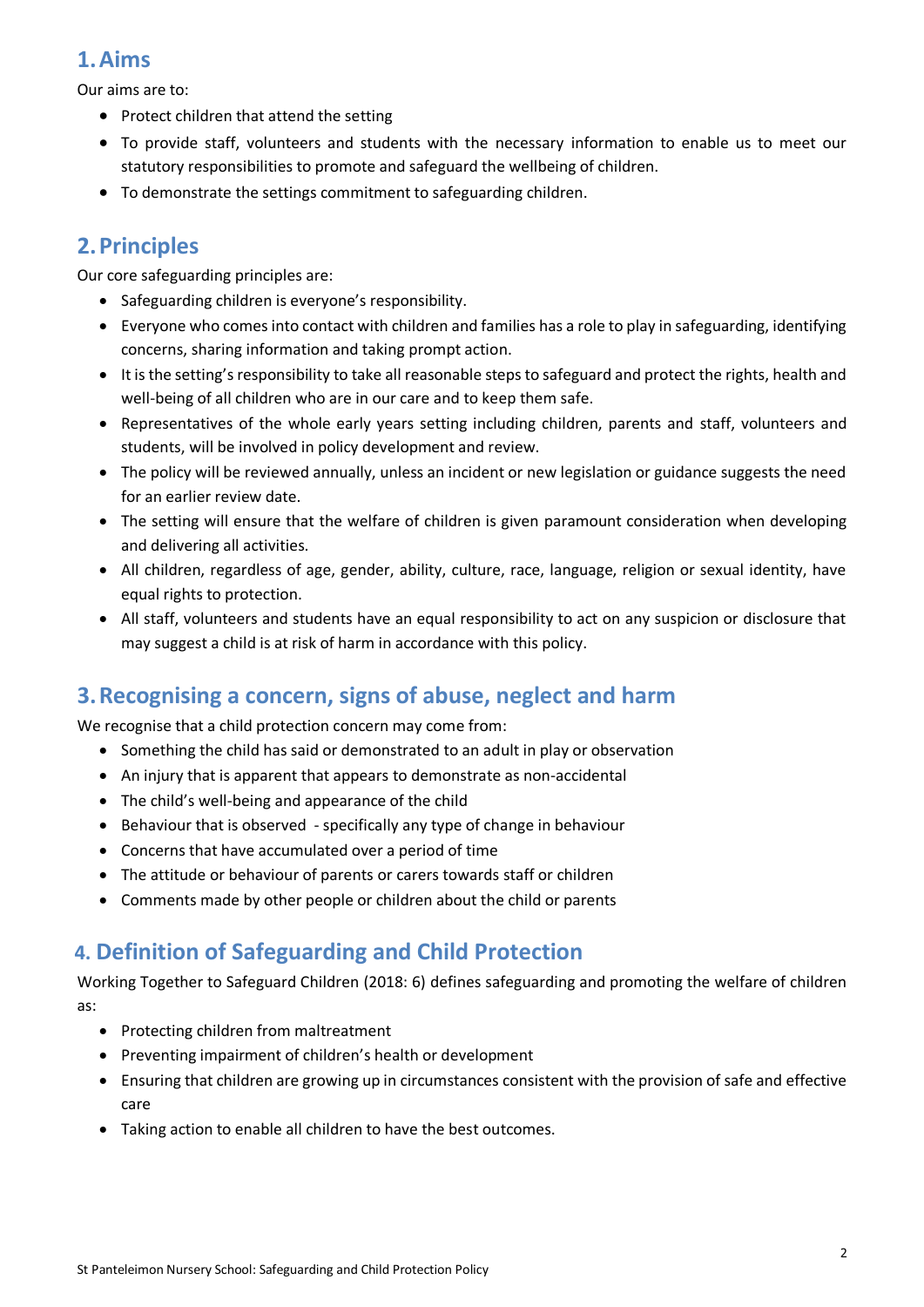## 1. Aims

Our aims are to:

- Protect children that attend the setting
- To provide staff, volunteers and students with the necessary information to enable us to meet our statutory responsibilities to promote and safeguard the wellbeing of children.
- To demonstrate the settings commitment to safeguarding children.

## 2. Principles

Our core safeguarding principles are:

- Safeguarding children is everyone's responsibility.
- Everyone who comes into contact with children and families has a role to play in safeguarding, identifying concerns, sharing information and taking prompt action.
- It is the setting's responsibility to take all reasonable steps to safeguard and protect the rights, health and well-being of all children who are in our care and to keep them safe.
- Representatives of the whole early years setting including children, parents and staff, volunteers and students, will be involved in policy development and review.
- The policy will be reviewed annually, unless an incident or new legislation or guidance suggests the need for an earlier review date.
- The setting will ensure that the welfare of children is given paramount consideration when developing and delivering all activities.
- All children, regardless of age, gender, ability, culture, race, language, religion or sexual identity, have equal rights to protection.
- All staff, volunteers and students have an equal responsibility to act on any suspicion or disclosure that may suggest a child is at risk of harm in accordance with this policy.

## 3. Recognising a concern, signs of abuse, neglect and harm

We recognise that a child protection concern may come from:

- Something the child has said or demonstrated to an adult in play or observation
- An injury that is apparent that appears to demonstrate as non-accidental
- The child's well-being and appearance of the child
- Behaviour that is observed - specifically any type of change in behaviour
- Concerns that have accumulated over a period of time
- The attitude or behaviour of parents or carers towards staff or children
- Comments made by other people or children about the child or parents

## 4. Definition of Safeguarding and Child Protection

Working Together to Safeguard Children (2018: 6) defines safeguarding and promoting the welfare of children as:

- Protecting children from maltreatment
- Preventing impairment of children's health or development
- Ensuring that children are growing up in circumstances consistent with the provision of safe and effective care
- Taking action to enable all children to have the best outcomes.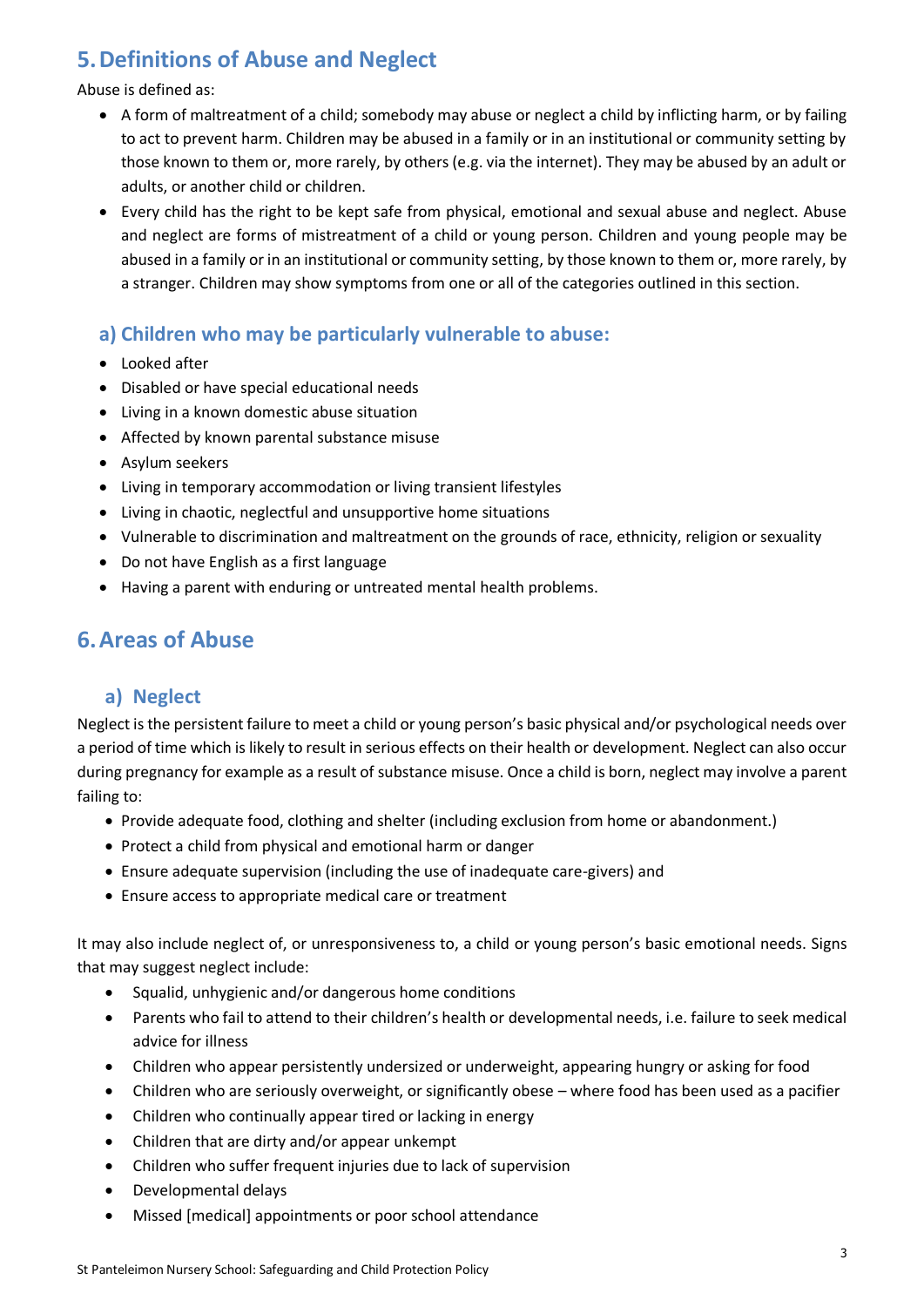## 5. Definitions of Abuse and Neglect

Abuse is defined as:

- A form of maltreatment of a child; somebody may abuse or neglect a child by inflicting harm, or by failing to act to prevent harm. Children may be abused in a family or in an institutional or community setting by those known to them or, more rarely, by others (e.g. via the internet). They may be abused by an adult or adults, or another child or children.
- Every child has the right to be kept safe from physical, emotional and sexual abuse and neglect. Abuse and neglect are forms of mistreatment of a child or young person. Children and young people may be abused in a family or in an institutional or community setting, by those known to them or, more rarely, by a stranger. Children may show symptoms from one or all of the categories outlined in this section.

### a) Children who may be particularly vulnerable to abuse:

- Looked after
- Disabled or have special educational needs
- Living in a known domestic abuse situation
- Affected by known parental substance misuse
- Asylum seekers
- Living in temporary accommodation or living transient lifestyles
- Living in chaotic, neglectful and unsupportive home situations
- Vulnerable to discrimination and maltreatment on the grounds of race, ethnicity, religion or sexuality
- Do not have English as a first language
- Having a parent with enduring or untreated mental health problems.

## 6. Areas of Abuse

### a) Neglect

Neglect is the persistent failure to meet a child or young person's basic physical and/or psychological needs over a period of time which is likely to result in serious effects on their health or development. Neglect can also occur during pregnancy for example as a result of substance misuse. Once a child is born, neglect may involve a parent failing to:

- Provide adequate food, clothing and shelter (including exclusion from home or abandonment.)
- Protect a child from physical and emotional harm or danger
- Ensure adequate supervision (including the use of inadequate care-givers) and
- Ensure access to appropriate medical care or treatment

It may also include neglect of, or unresponsiveness to, a child or young person's basic emotional needs. Signs that may suggest neglect include:

- Squalid, unhygienic and/or dangerous home conditions
- Parents who fail to attend to their children's health or developmental needs, i.e. failure to seek medical advice for illness
- Children who appear persistently undersized or underweight, appearing hungry or asking for food
- Children who are seriously overweight, or significantly obese – where food has been used as a pacifier
- Children who continually appear tired or lacking in energy
- Children that are dirty and/or appear unkempt
- Children who suffer frequent injuries due to lack of supervision
- Developmental delays
- Missed [medical] appointments or poor school attendance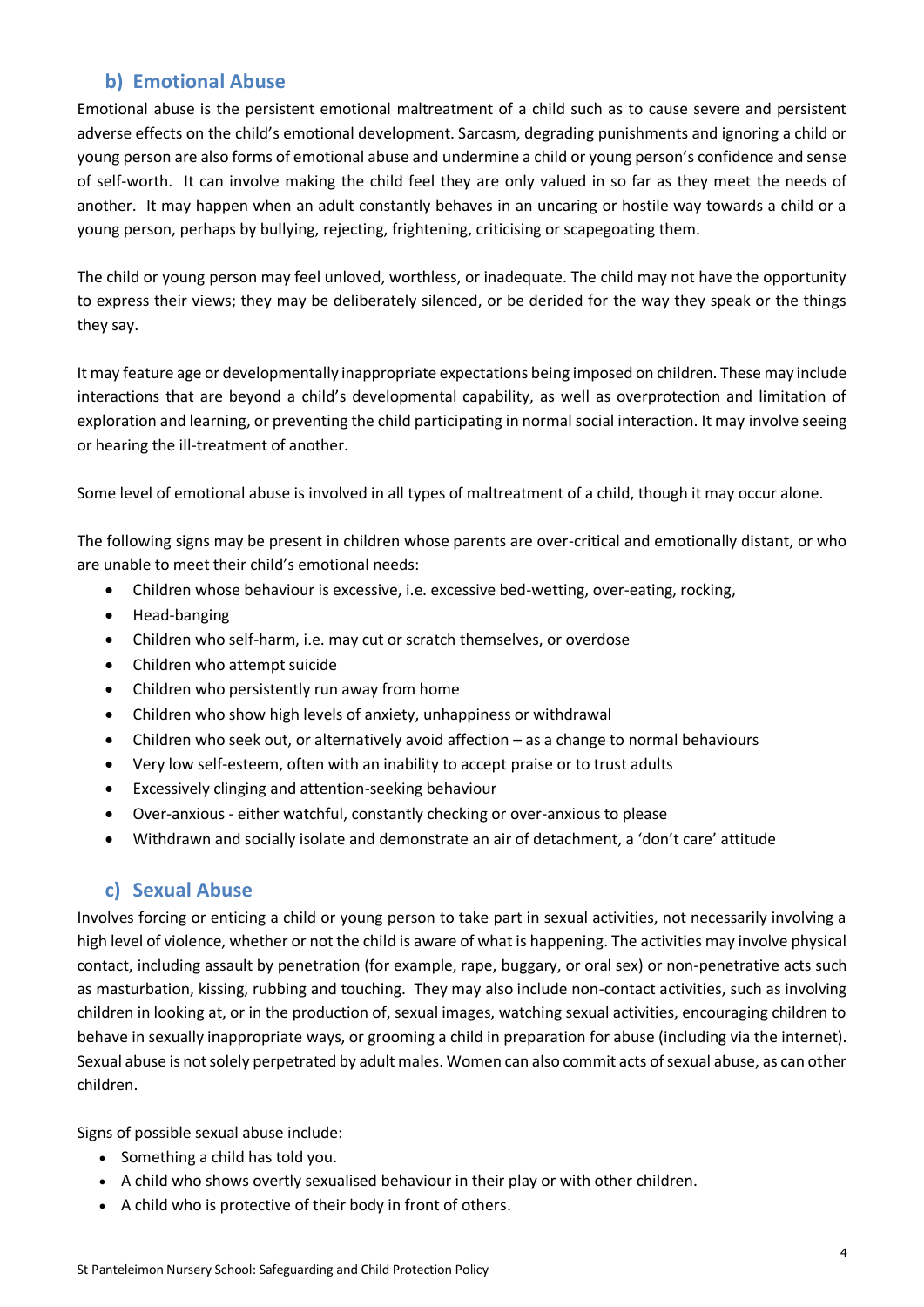## b) Emotional Abuse

Emotional abuse is the persistent emotional maltreatment of a child such as to cause severe and persistent adverse effects on the child's emotional development. Sarcasm, degrading punishments and ignoring a child or young person are also forms of emotional abuse and undermine a child or young person's confidence and sense of self-worth. It can involve making the child feel they are only valued in so far as they meet the needs of another. It may happen when an adult constantly behaves in an uncaring or hostile way towards a child or a young person, perhaps by bullying, rejecting, frightening, criticising or scapegoating them.

The child or young person may feel unloved, worthless, or inadequate. The child may not have the opportunity to express their views; they may be deliberately silenced, or be derided for the way they speak or the things they say.

It may feature age or developmentally inappropriate expectations being imposed on children. These may include interactions that are beyond a child's developmental capability, as well as overprotection and limitation of exploration and learning, or preventing the child participating in normal social interaction. It may involve seeing or hearing the ill-treatment of another.

Some level of emotional abuse is involved in all types of maltreatment of a child, though it may occur alone.

The following signs may be present in children whose parents are over-critical and emotionally distant, or who are unable to meet their child's emotional needs:

- Children whose behaviour is excessive, i.e. excessive bed-wetting, over-eating, rocking,
- Head-banging
- Children who self-harm, i.e. may cut or scratch themselves, or overdose
- Children who attempt suicide
- Children who persistently run away from home
- Children who show high levels of anxiety, unhappiness or withdrawal
- Children who seek out, or alternatively avoid affection – as a change to normal behaviours
- Very low self-esteem, often with an inability to accept praise or to trust adults
- Excessively clinging and attention-seeking behaviour
- Over-anxious - either watchful, constantly checking or over-anxious to please
- Withdrawn and socially isolate and demonstrate an air of detachment, a 'don't care' attitude

## c) Sexual Abuse

Involves forcing or enticing a child or young person to take part in sexual activities, not necessarily involving a high level of violence, whether or not the child is aware of what is happening. The activities may involve physical contact, including assault by penetration (for example, rape, buggary, or oral sex) or non-penetrative acts such as masturbation, kissing, rubbing and touching. They may also include non-contact activities, such as involving children in looking at, or in the production of, sexual images, watching sexual activities, encouraging children to behave in sexually inappropriate ways, or grooming a child in preparation for abuse (including via the internet). Sexual abuse is not solely perpetrated by adult males. Women can also commit acts of sexual abuse, as can other children.

Signs of possible sexual abuse include:

- Something a child has told you.
- A child who shows overtly sexualised behaviour in their play or with other children.
- A child who is protective of their body in front of others.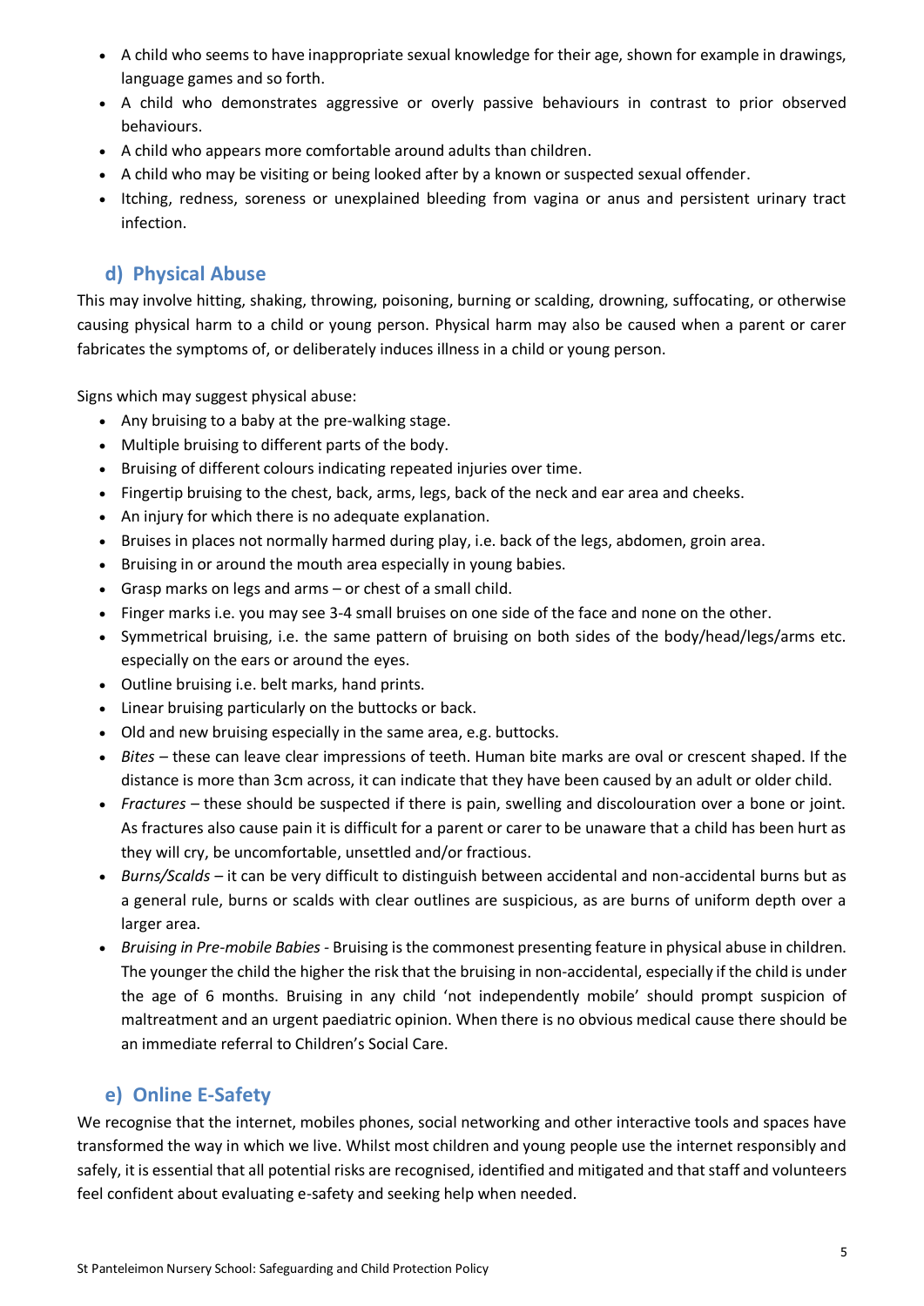- A child who seems to have inappropriate sexual knowledge for their age, shown for example in drawings, language games and so forth.
- A child who demonstrates aggressive or overly passive behaviours in contrast to prior observed behaviours.
- A child who appears more comfortable around adults than children.
- A child who may be visiting or being looked after by a known or suspected sexual offender.
- Itching, redness, soreness or unexplained bleeding from vagina or anus and persistent urinary tract infection.

### d) Physical Abuse

This may involve hitting, shaking, throwing, poisoning, burning or scalding, drowning, suffocating, or otherwise causing physical harm to a child or young person. Physical harm may also be caused when a parent or carer fabricates the symptoms of, or deliberately induces illness in a child or young person.

Signs which may suggest physical abuse:

- Any bruising to a baby at the pre-walking stage.
- Multiple bruising to different parts of the body.
- Bruising of different colours indicating repeated injuries over time.
- Fingertip bruising to the chest, back, arms, legs, back of the neck and ear area and cheeks.
- An injury for which there is no adequate explanation.
- Bruises in places not normally harmed during play, i.e. back of the legs, abdomen, groin area.
- Bruising in or around the mouth area especially in young babies.
- Grasp marks on legs and arms – or chest of a small child.
- Finger marks i.e. you may see 3-4 small bruises on one side of the face and none on the other.
- Symmetrical bruising, i.e. the same pattern of bruising on both sides of the body/head/legs/arms etc. especially on the ears or around the eyes.
- Outline bruising i.e. belt marks, hand prints.
- Linear bruising particularly on the buttocks or back.
- Old and new bruising especially in the same area, e.g. buttocks.
- *Bites* – these can leave clear impressions of teeth. Human bite marks are oval or crescent shaped. If the distance is more than 3cm across, it can indicate that they have been caused by an adult or older child.
- *Fractures* – these should be suspected if there is pain, swelling and discolouration over a bone or joint. As fractures also cause pain it is difficult for a parent or carer to be unaware that a child has been hurt as they will cry, be uncomfortable, unsettled and/or fractious.
- *Burns/Scalds* – it can be very difficult to distinguish between accidental and non-accidental burns but as a general rule, burns or scalds with clear outlines are suspicious, as are burns of uniform depth over a larger area.
- *Bruising in Pre-mobile Babies* - Bruising is the commonest presenting feature in physical abuse in children. The younger the child the higher the risk that the bruising in non-accidental, especially if the child is under the age of 6 months. Bruising in any child 'not independently mobile' should prompt suspicion of maltreatment and an urgent paediatric opinion. When there is no obvious medical cause there should be an immediate referral to Children's Social Care.

### e) Online E-Safety

We recognise that the internet, mobiles phones, social networking and other interactive tools and spaces have transformed the way in which we live. Whilst most children and young people use the internet responsibly and safely, it is essential that all potential risks are recognised, identified and mitigated and that staff and volunteers feel confident about evaluating e-safety and seeking help when needed.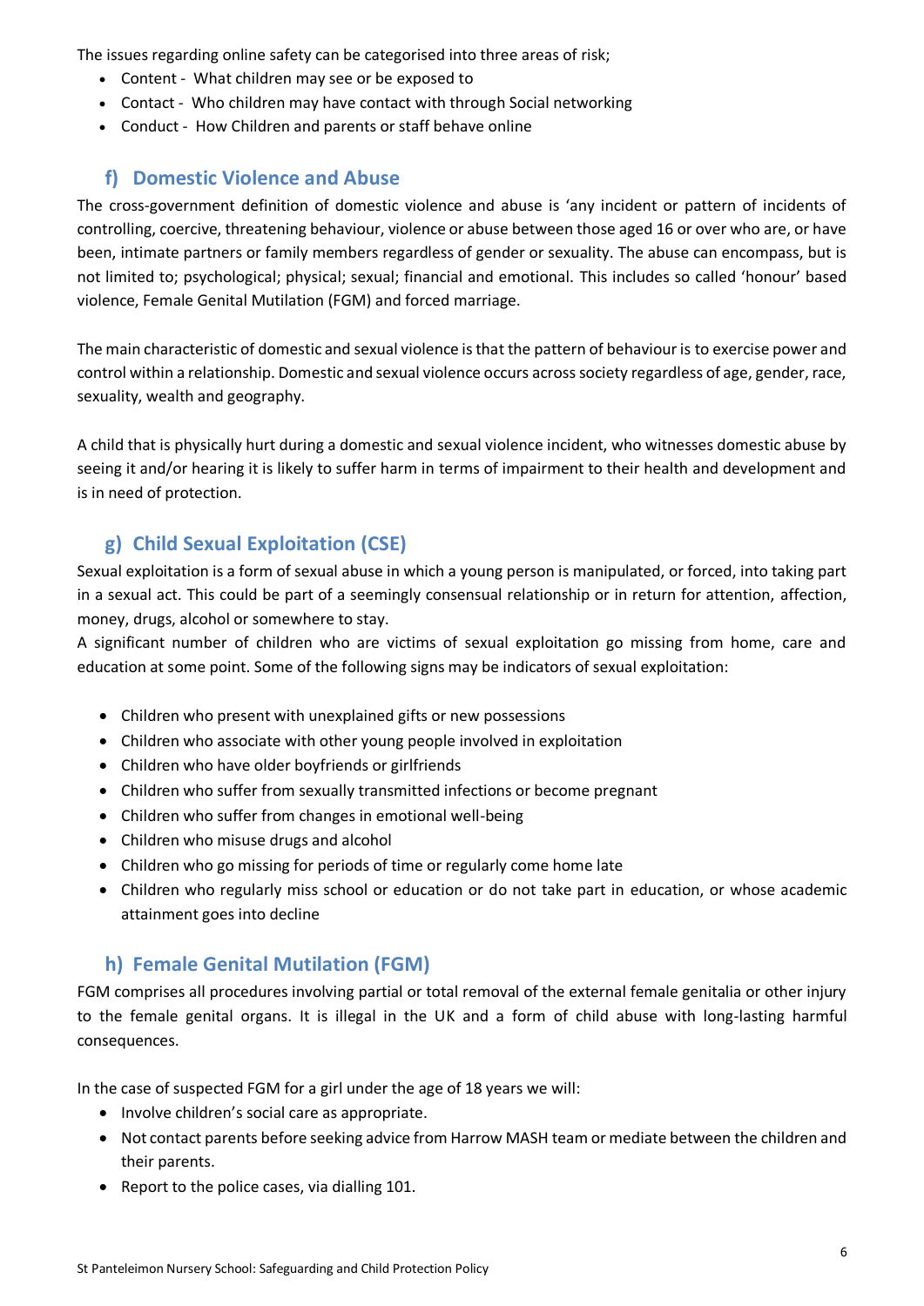The issues regarding online safety can be categorised into three areas of risk;

- Content - What children may see or be exposed to
- Contact - Who children may have contact with through Social networking
- Conduct - How Children and parents or staff behave online

## f) Domestic Violence and Abuse

The cross-government definition of domestic violence and abuse is 'any incident or pattern of incidents of controlling, coercive, threatening behaviour, violence or abuse between those aged 16 or over who are, or have been, intimate partners or family members regardless of gender or sexuality. The abuse can encompass, but is not limited to; psychological; physical; sexual; financial and emotional. This includes so called 'honour' based violence, Female Genital Mutilation (FGM) and forced marriage.

The main characteristic of domestic and sexual violence is that the pattern of behaviour is to exercise power and control within a relationship. Domestic and sexual violence occurs across society regardless of age, gender, race, sexuality, wealth and geography.

A child that is physically hurt during a domestic and sexual violence incident, who witnesses domestic abuse by seeing it and/or hearing it is likely to suffer harm in terms of impairment to their health and development and is in need of protection.

## g) Child Sexual Exploitation (CSE)

Sexual exploitation is a form of sexual abuse in which a young person is manipulated, or forced, into taking part in a sexual act. This could be part of a seemingly consensual relationship or in return for attention, affection, money, drugs, alcohol or somewhere to stay.
A significant number of children who are victims of sexual exploitation go missing from home, care and education at some point. Some of the following signs may be indicators of sexual exploitation:

- Children who present with unexplained gifts or new possessions
- Children who associate with other young people involved in exploitation
- Children who have older boyfriends or girlfriends
- Children who suffer from sexually transmitted infections or become pregnant
- Children who suffer from changes in emotional well-being
- Children who misuse drugs and alcohol
- Children who go missing for periods of time or regularly come home late
- Children who regularly miss school or education or do not take part in education, or whose academic attainment goes into decline

## h) Female Genital Mutilation (FGM)

FGM comprises all procedures involving partial or total removal of the external female genitalia or other injury to the female genital organs. It is illegal in the UK and a form of child abuse with long-lasting harmful consequences.

In the case of suspected FGM for a girl under the age of 18 years we will:

- Involve children's social care as appropriate.
- Not contact parents before seeking advice from Harrow MASH team or mediate between the children and their parents.
- Report to the police cases, via dialling 101.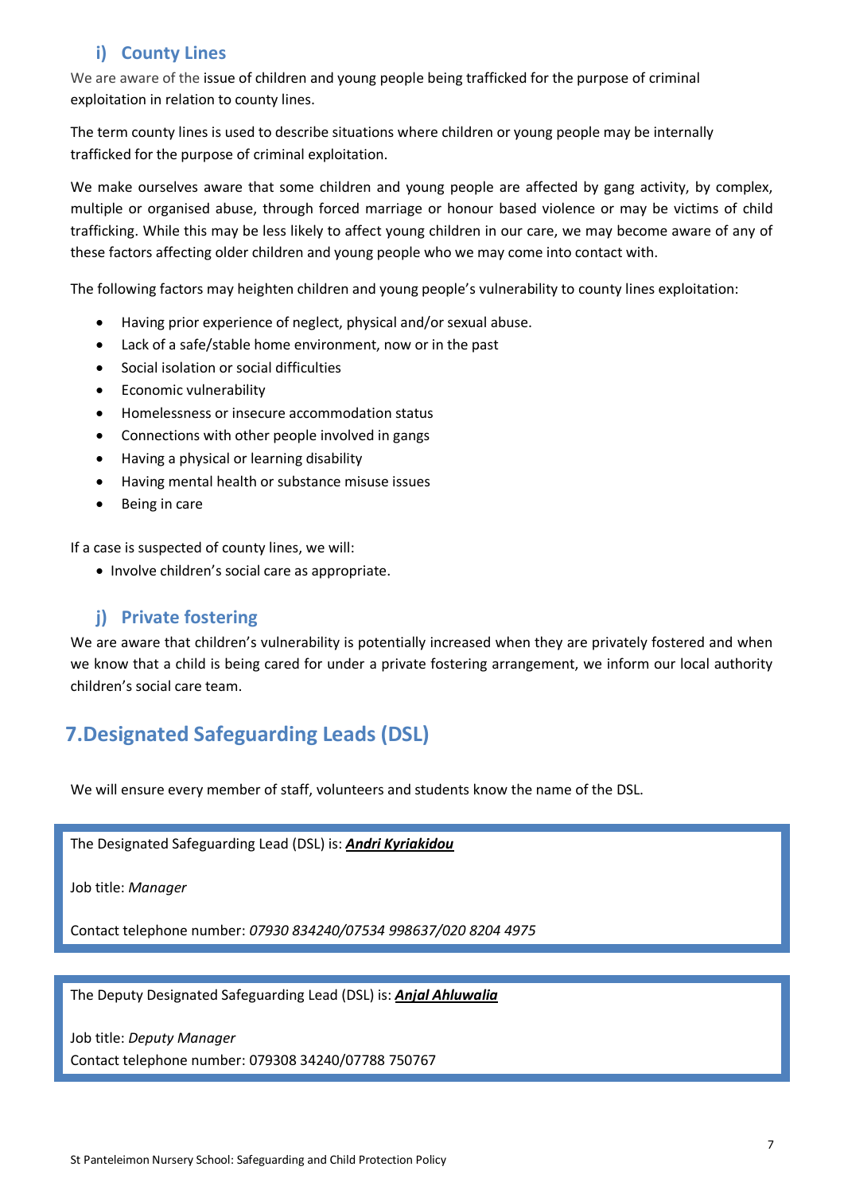### i) County Lines

We are aware of the issue of children and young people being trafficked for the purpose of criminal exploitation in relation to county lines.

The term county lines is used to describe situations where children or young people may be internally trafficked for the purpose of criminal exploitation.

We make ourselves aware that some children and young people are affected by gang activity, by complex, multiple or organised abuse, through forced marriage or honour based violence or may be victims of child trafficking. While this may be less likely to affect young children in our care, we may become aware of any of these factors affecting older children and young people who we may come into contact with.

The following factors may heighten children and young people's vulnerability to county lines exploitation:

- Having prior experience of neglect, physical and/or sexual abuse.
- Lack of a safe/stable home environment, now or in the past
- Social isolation or social difficulties
- Economic vulnerability
- Homelessness or insecure accommodation status
- Connections with other people involved in gangs
- Having a physical or learning disability
- Having mental health or substance misuse issues
- Being in care

If a case is suspected of county lines, we will:

- Involve children's social care as appropriate.

### j) Private fostering

We are aware that children's vulnerability is potentially increased when they are privately fostered and when we know that a child is being cared for under a private fostering arrangement, we inform our local authority children's social care team.

## 7.Designated Safeguarding Leads (DSL)

We will ensure every member of staff, volunteers and students know the name of the DSL.

The Designated Safeguarding Lead (DSL) is: ***Andri Kyriakidou***

Job title: *Manager*

Contact telephone number: *07930 834240/07534 998637/020 8204 4975*

The Deputy Designated Safeguarding Lead (DSL) is: ***Anjal Ahluwalia***

Job title: *Deputy Manager*

Contact telephone number: 079308 34240/07788 750767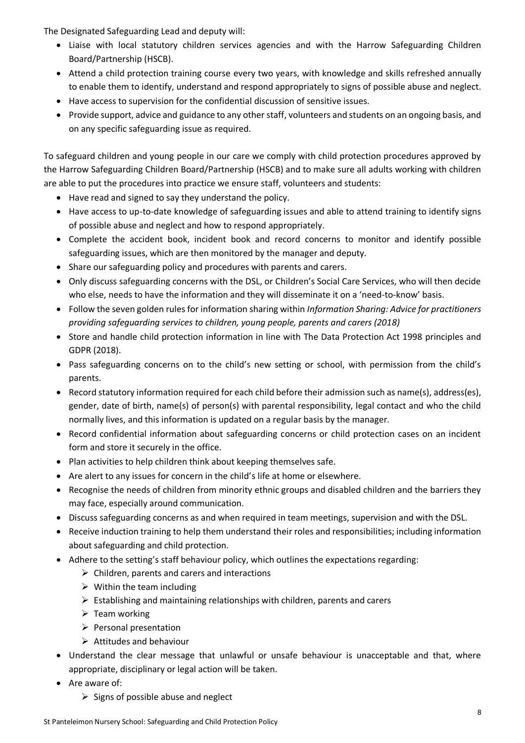The Designated Safeguarding Lead and deputy will:

- Liaise with local statutory children services agencies and with the Harrow Safeguarding Children Board/Partnership (HSCB).
- Attend a child protection training course every two years, with knowledge and skills refreshed annually to enable them to identify, understand and respond appropriately to signs of possible abuse and neglect.
- Have access to supervision for the confidential discussion of sensitive issues.
- Provide support, advice and guidance to any other staff, volunteers and students on an ongoing basis, and on any specific safeguarding issue as required.

To safeguard children and young people in our care we comply with child protection procedures approved by the Harrow Safeguarding Children Board/Partnership (HSCB) and to make sure all adults working with children are able to put the procedures into practice we ensure staff, volunteers and students:

- Have read and signed to say they understand the policy.
- Have access to up-to-date knowledge of safeguarding issues and able to attend training to identify signs of possible abuse and neglect and how to respond appropriately.
- Complete the accident book, incident book and record concerns to monitor and identify possible safeguarding issues, which are then monitored by the manager and deputy.
- Share our safeguarding policy and procedures with parents and carers.
- Only discuss safeguarding concerns with the DSL, or Children's Social Care Services, who will then decide who else, needs to have the information and they will disseminate it on a 'need-to-know' basis.
- Follow the seven golden rules for information sharing within *Information Sharing: Advice for practitioners providing safeguarding services to children, young people, parents and carers (2018)*
- Store and handle child protection information in line with The Data Protection Act 1998 principles and GDPR (2018).
- Pass safeguarding concerns on to the child's new setting or school, with permission from the child's parents.
- Record statutory information required for each child before their admission such as name(s), address(es), gender, date of birth, name(s) of person(s) with parental responsibility, legal contact and who the child normally lives, and this information is updated on a regular basis by the manager.
- Record confidential information about safeguarding concerns or child protection cases on an incident form and store it securely in the office.
- Plan activities to help children think about keeping themselves safe.
- Are alert to any issues for concern in the child's life at home or elsewhere.
- Recognise the needs of children from minority ethnic groups and disabled children and the barriers they may face, especially around communication.
- Discuss safeguarding concerns as and when required in team meetings, supervision and with the DSL.
- Receive induction training to help them understand their roles and responsibilities; including information about safeguarding and child protection.
- Adhere to the setting's staff behaviour policy, which outlines the expectations regarding:
  - Children, parents and carers and interactions
  - Within the team including
  - Establishing and maintaining relationships with children, parents and carers
  - Team working
  - Personal presentation
  - Attitudes and behaviour
- Understand the clear message that unlawful or unsafe behaviour is unacceptable and that, where appropriate, disciplinary or legal action will be taken.
- Are aware of:
  - Signs of possible abuse and neglect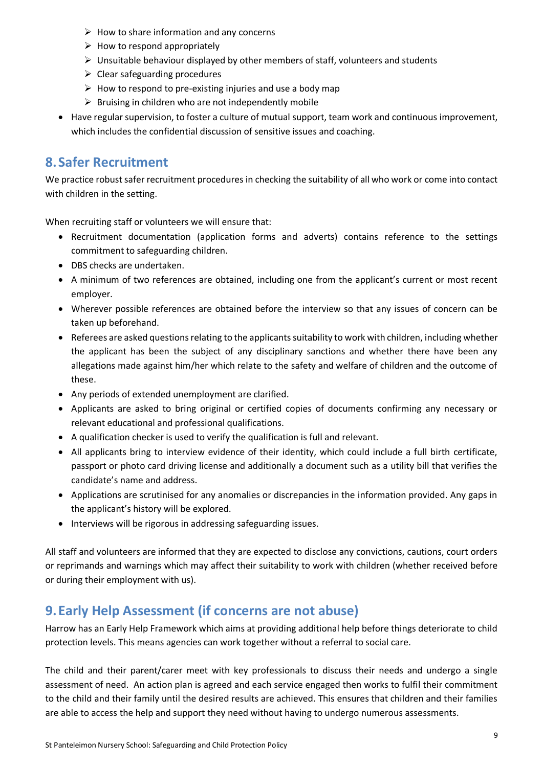- How to share information and any concerns
  - How to respond appropriately
  - Unsuitable behaviour displayed by other members of staff, volunteers and students
  - Clear safeguarding procedures
  - How to respond to pre-existing injuries and use a body map
  - Bruising in children who are not independently mobile
- Have regular supervision, to foster a culture of mutual support, team work and continuous improvement, which includes the confidential discussion of sensitive issues and coaching.

## 8. Safer Recruitment

We practice robust safer recruitment procedures in checking the suitability of all who work or come into contact with children in the setting.

When recruiting staff or volunteers we will ensure that:

- Recruitment documentation (application forms and adverts) contains reference to the settings commitment to safeguarding children.
- DBS checks are undertaken.
- A minimum of two references are obtained, including one from the applicant's current or most recent employer.
- Wherever possible references are obtained before the interview so that any issues of concern can be taken up beforehand.
- Referees are asked questions relating to the applicants suitability to work with children, including whether the applicant has been the subject of any disciplinary sanctions and whether there have been any allegations made against him/her which relate to the safety and welfare of children and the outcome of these.
- Any periods of extended unemployment are clarified.
- Applicants are asked to bring original or certified copies of documents confirming any necessary or relevant educational and professional qualifications.
- A qualification checker is used to verify the qualification is full and relevant.
- All applicants bring to interview evidence of their identity, which could include a full birth certificate, passport or photo card driving license and additionally a document such as a utility bill that verifies the candidate's name and address.
- Applications are scrutinised for any anomalies or discrepancies in the information provided. Any gaps in the applicant's history will be explored.
- Interviews will be rigorous in addressing safeguarding issues.

All staff and volunteers are informed that they are expected to disclose any convictions, cautions, court orders or reprimands and warnings which may affect their suitability to work with children (whether received before or during their employment with us).

## 9. Early Help Assessment (if concerns are not abuse)

Harrow has an Early Help Framework which aims at providing additional help before things deteriorate to child protection levels. This means agencies can work together without a referral to social care.

The child and their parent/carer meet with key professionals to discuss their needs and undergo a single assessment of need. An action plan is agreed and each service engaged then works to fulfil their commitment to the child and their family until the desired results are achieved. This ensures that children and their families are able to access the help and support they need without having to undergo numerous assessments.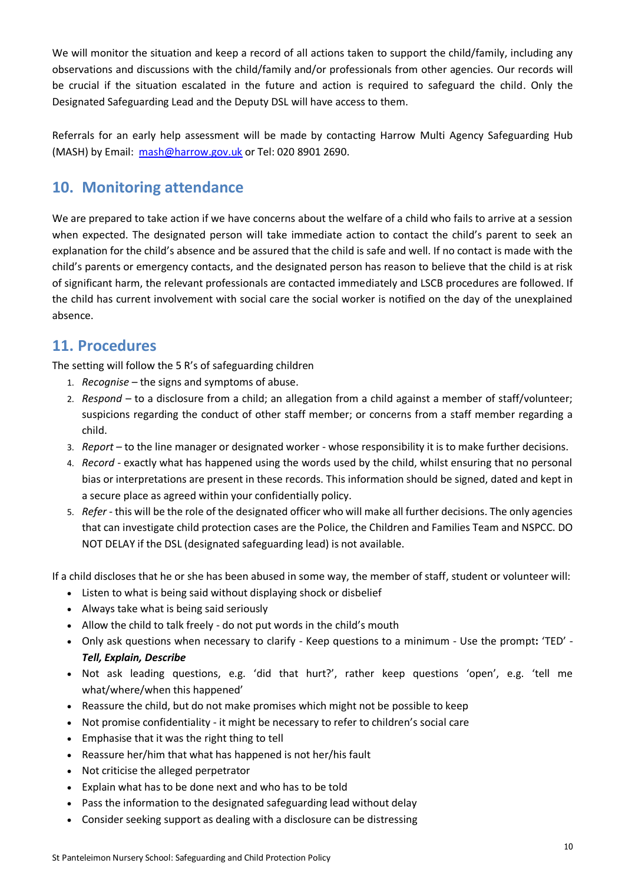We will monitor the situation and keep a record of all actions taken to support the child/family, including any observations and discussions with the child/family and/or professionals from other agencies. Our records will be crucial if the situation escalated in the future and action is required to safeguard the child. Only the Designated Safeguarding Lead and the Deputy DSL will have access to them.

Referrals for an early help assessment will be made by contacting Harrow Multi Agency Safeguarding Hub (MASH) by Email: [mash@harrow.gov.uk](mailto:mash@harrow.gov.uk) or Tel: 020 8901 2690.

## 10. Monitoring attendance

We are prepared to take action if we have concerns about the welfare of a child who fails to arrive at a session when expected. The designated person will take immediate action to contact the child's parent to seek an explanation for the child's absence and be assured that the child is safe and well. If no contact is made with the child's parents or emergency contacts, and the designated person has reason to believe that the child is at risk of significant harm, the relevant professionals are contacted immediately and LSCB procedures are followed. If the child has current involvement with social care the social worker is notified on the day of the unexplained absence.

## 11. Procedures

The setting will follow the 5 R's of safeguarding children

1. *Recognise* – the signs and symptoms of abuse.
2. *Respond* – to a disclosure from a child; an allegation from a child against a member of staff/volunteer; suspicions regarding the conduct of other staff member; or concerns from a staff member regarding a child.
3. *Report* – to the line manager or designated worker - whose responsibility it is to make further decisions.
4. *Record* - exactly what has happened using the words used by the child, whilst ensuring that no personal bias or interpretations are present in these records. This information should be signed, dated and kept in a secure place as agreed within your confidentially policy.
5. *Refer* - this will be the role of the designated officer who will make all further decisions. The only agencies that can investigate child protection cases are the Police, the Children and Families Team and NSPCC. DO NOT DELAY if the DSL (designated safeguarding lead) is not available.

If a child discloses that he or she has been abused in some way, the member of staff, student or volunteer will:

- Listen to what is being said without displaying shock or disbelief
- Always take what is being said seriously
- Allow the child to talk freely - do not put words in the child's mouth
- Only ask questions when necessary to clarify - Keep questions to a minimum - Use the prompt**:** 'TED' - ***Tell, Explain, Describe***
- Not ask leading questions, e.g. 'did that hurt?', rather keep questions 'open', e.g. 'tell me what/where/when this happened'
- Reassure the child, but do not make promises which might not be possible to keep
- Not promise confidentiality - it might be necessary to refer to children's social care
- Emphasise that it was the right thing to tell
- Reassure her/him that what has happened is not her/his fault
- Not criticise the alleged perpetrator
- Explain what has to be done next and who has to be told
- Pass the information to the designated safeguarding lead without delay
- Consider seeking support as dealing with a disclosure can be distressing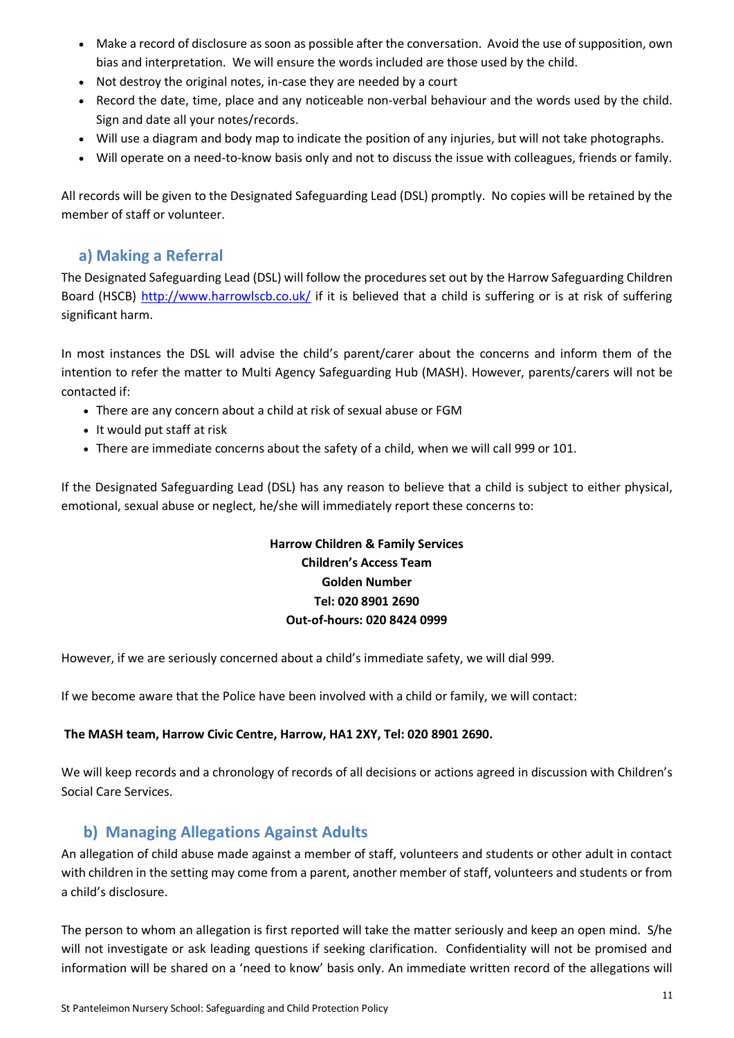- Make a record of disclosure as soon as possible after the conversation. Avoid the use of supposition, own bias and interpretation. We will ensure the words included are those used by the child.
- Not destroy the original notes, in-case they are needed by a court
- Record the date, time, place and any noticeable non-verbal behaviour and the words used by the child. Sign and date all your notes/records.
- Will use a diagram and body map to indicate the position of any injuries, but will not take photographs.
- Will operate on a need-to-know basis only and not to discuss the issue with colleagues, friends or family.

All records will be given to the Designated Safeguarding Lead (DSL) promptly. No copies will be retained by the member of staff or volunteer.

## a) Making a Referral

The Designated Safeguarding Lead (DSL) will follow the procedures set out by the Harrow Safeguarding Children Board (HSCB) http://www.harrowlscb.co.uk/ if it is believed that a child is suffering or is at risk of suffering significant harm.

In most instances the DSL will advise the child's parent/carer about the concerns and inform them of the intention to refer the matter to Multi Agency Safeguarding Hub (MASH). However, parents/carers will not be contacted if:

- There are any concern about a child at risk of sexual abuse or FGM
- It would put staff at risk
- There are immediate concerns about the safety of a child, when we will call 999 or 101.

If the Designated Safeguarding Lead (DSL) has any reason to believe that a child is subject to either physical, emotional, sexual abuse or neglect, he/she will immediately report these concerns to:

**Harrow Children & Family Services**
**Children's Access Team**
**Golden Number**
**Tel: 020 8901 2690**
**Out-of-hours: 020 8424 0999**

However, if we are seriously concerned about a child's immediate safety, we will dial 999.

If we become aware that the Police have been involved with a child or family, we will contact:

**The MASH team, Harrow Civic Centre, Harrow, HA1 2XY, Tel: 020 8901 2690.**

We will keep records and a chronology of records of all decisions or actions agreed in discussion with Children's Social Care Services.

## b) Managing Allegations Against Adults

An allegation of child abuse made against a member of staff, volunteers and students or other adult in contact with children in the setting may come from a parent, another member of staff, volunteers and students or from a child's disclosure.

The person to whom an allegation is first reported will take the matter seriously and keep an open mind. S/he will not investigate or ask leading questions if seeking clarification. Confidentiality will not be promised and information will be shared on a 'need to know' basis only. An immediate written record of the allegations will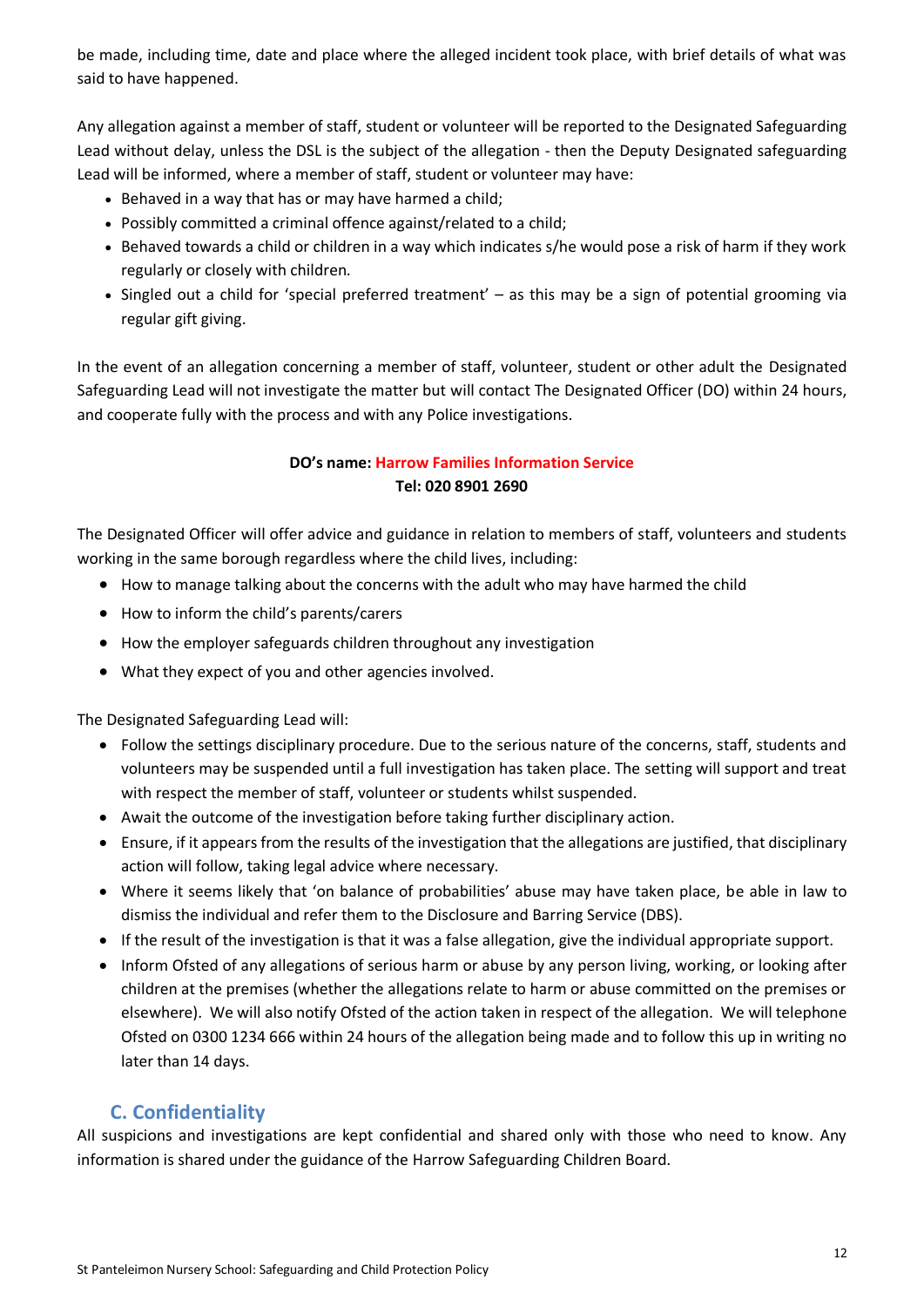be made, including time, date and place where the alleged incident took place, with brief details of what was said to have happened.

Any allegation against a member of staff, student or volunteer will be reported to the Designated Safeguarding Lead without delay, unless the DSL is the subject of the allegation - then the Deputy Designated safeguarding Lead will be informed, where a member of staff, student or volunteer may have:

- Behaved in a way that has or may have harmed a child;
- Possibly committed a criminal offence against/related to a child;
- Behaved towards a child or children in a way which indicates s/he would pose a risk of harm if they work regularly or closely with children.
- Singled out a child for 'special preferred treatment' – as this may be a sign of potential grooming via regular gift giving.

In the event of an allegation concerning a member of staff, volunteer, student or other adult the Designated Safeguarding Lead will not investigate the matter but will contact The Designated Officer (DO) within 24 hours, and cooperate fully with the process and with any Police investigations.

**DO's name: Harrow Families Information Service**
**Tel: 020 8901 2690**

The Designated Officer will offer advice and guidance in relation to members of staff, volunteers and students working in the same borough regardless where the child lives, including:

- How to manage talking about the concerns with the adult who may have harmed the child
- How to inform the child's parents/carers
- How the employer safeguards children throughout any investigation
- What they expect of you and other agencies involved.

The Designated Safeguarding Lead will:

- Follow the settings disciplinary procedure. Due to the serious nature of the concerns, staff, students and volunteers may be suspended until a full investigation has taken place. The setting will support and treat with respect the member of staff, volunteer or students whilst suspended.
- Await the outcome of the investigation before taking further disciplinary action.
- Ensure, if it appears from the results of the investigation that the allegations are justified, that disciplinary action will follow, taking legal advice where necessary.
- Where it seems likely that 'on balance of probabilities' abuse may have taken place, be able in law to dismiss the individual and refer them to the Disclosure and Barring Service (DBS).
- If the result of the investigation is that it was a false allegation, give the individual appropriate support.
- Inform Ofsted of any allegations of serious harm or abuse by any person living, working, or looking after children at the premises (whether the allegations relate to harm or abuse committed on the premises or elsewhere). We will also notify Ofsted of the action taken in respect of the allegation. We will telephone Ofsted on 0300 1234 666 within 24 hours of the allegation being made and to follow this up in writing no later than 14 days.

## C. Confidentiality

All suspicions and investigations are kept confidential and shared only with those who need to know. Any information is shared under the guidance of the Harrow Safeguarding Children Board.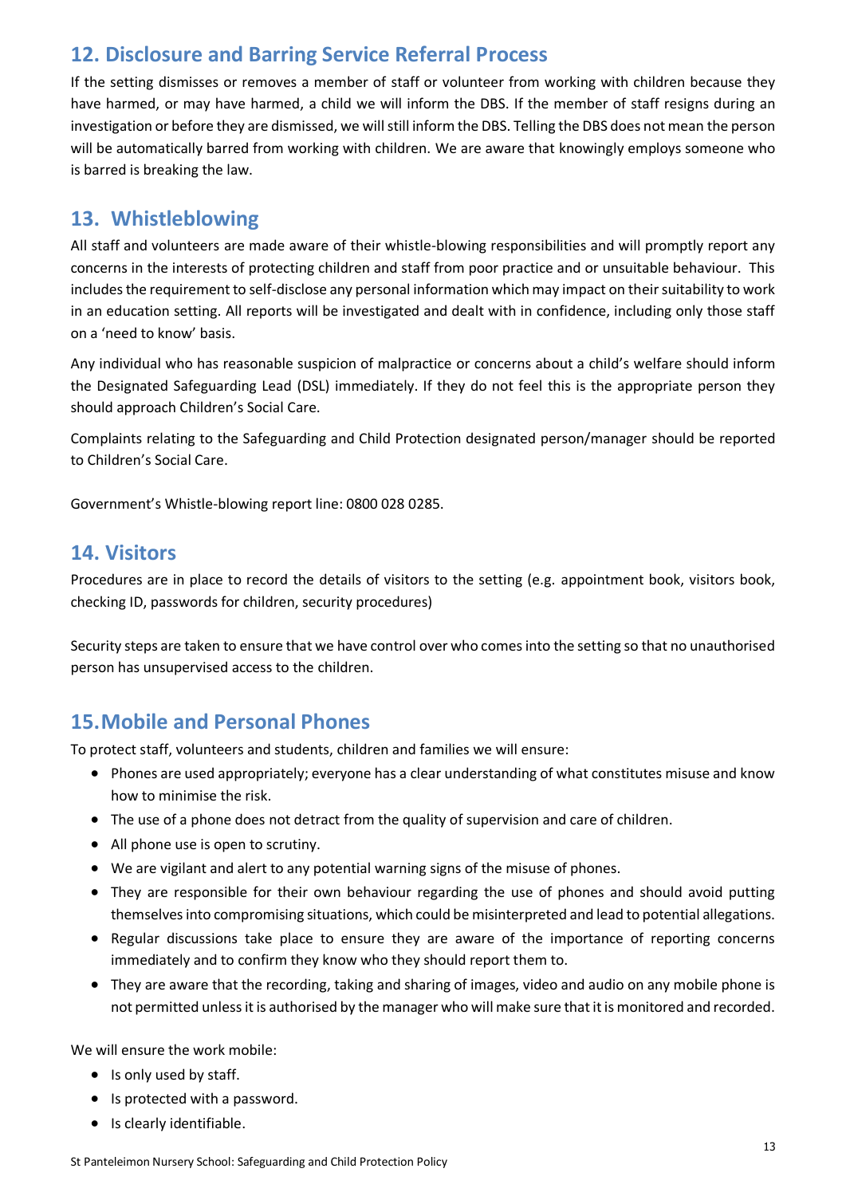## 12. Disclosure and Barring Service Referral Process

If the setting dismisses or removes a member of staff or volunteer from working with children because they have harmed, or may have harmed, a child we will inform the DBS. If the member of staff resigns during an investigation or before they are dismissed, we will still inform the DBS. Telling the DBS does not mean the person will be automatically barred from working with children. We are aware that knowingly employs someone who is barred is breaking the law.

## 13. Whistleblowing

All staff and volunteers are made aware of their whistle-blowing responsibilities and will promptly report any concerns in the interests of protecting children and staff from poor practice and or unsuitable behaviour. This includes the requirement to self-disclose any personal information which may impact on their suitability to work in an education setting. All reports will be investigated and dealt with in confidence, including only those staff on a 'need to know' basis.

Any individual who has reasonable suspicion of malpractice or concerns about a child's welfare should inform the Designated Safeguarding Lead (DSL) immediately. If they do not feel this is the appropriate person they should approach Children's Social Care.

Complaints relating to the Safeguarding and Child Protection designated person/manager should be reported to Children's Social Care.

Government's Whistle-blowing report line: 0800 028 0285.

## 14. Visitors

Procedures are in place to record the details of visitors to the setting (e.g. appointment book, visitors book, checking ID, passwords for children, security procedures)

Security steps are taken to ensure that we have control over who comes into the setting so that no unauthorised person has unsupervised access to the children.

## 15. Mobile and Personal Phones

To protect staff, volunteers and students, children and families we will ensure:

- Phones are used appropriately; everyone has a clear understanding of what constitutes misuse and know how to minimise the risk.
- The use of a phone does not detract from the quality of supervision and care of children.
- All phone use is open to scrutiny.
- We are vigilant and alert to any potential warning signs of the misuse of phones.
- They are responsible for their own behaviour regarding the use of phones and should avoid putting themselves into compromising situations, which could be misinterpreted and lead to potential allegations.
- Regular discussions take place to ensure they are aware of the importance of reporting concerns immediately and to confirm they know who they should report them to.
- They are aware that the recording, taking and sharing of images, video and audio on any mobile phone is not permitted unless it is authorised by the manager who will make sure that it is monitored and recorded.

We will ensure the work mobile:

- Is only used by staff.
- Is protected with a password.
- Is clearly identifiable.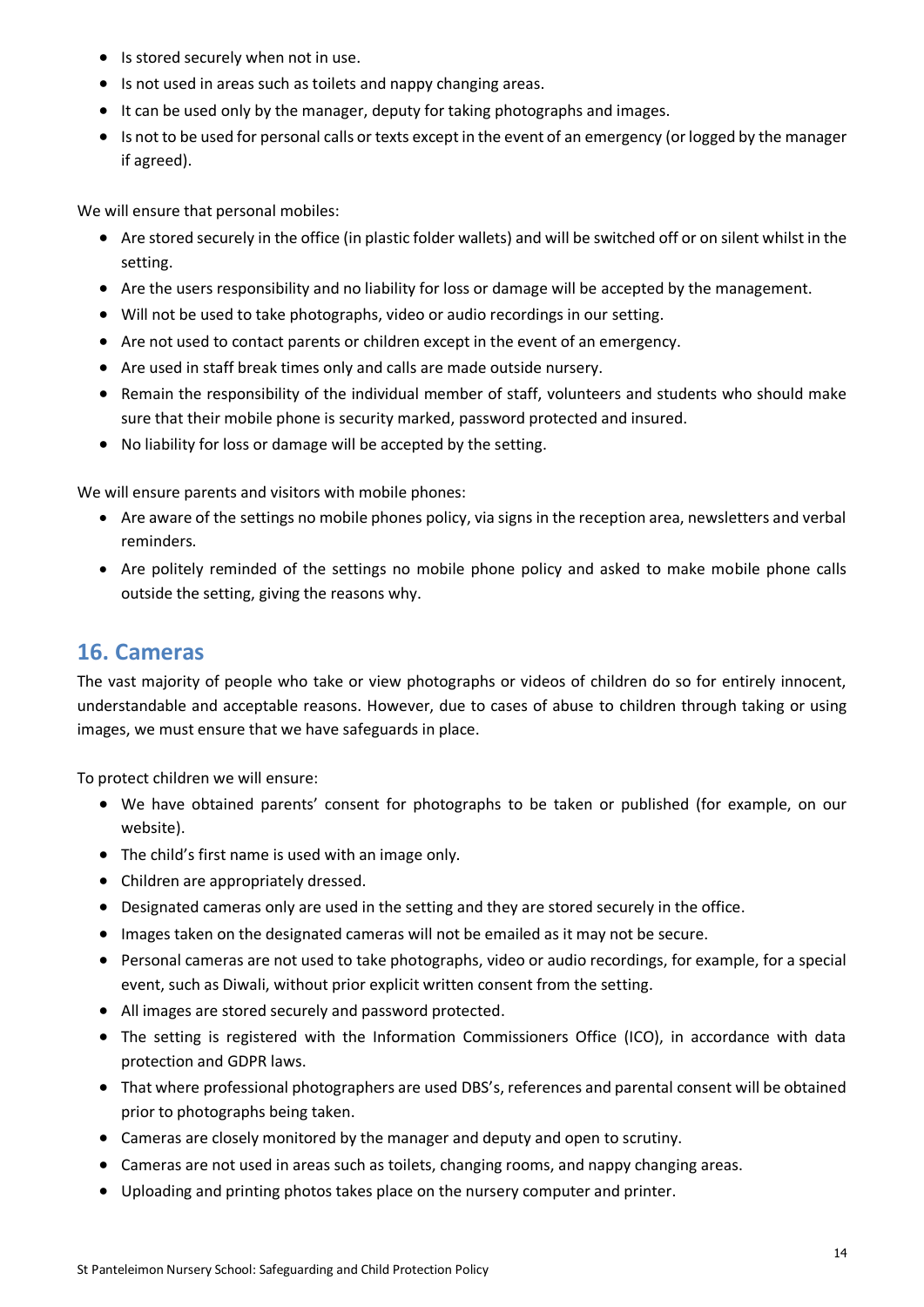- Is stored securely when not in use.
- Is not used in areas such as toilets and nappy changing areas.
- It can be used only by the manager, deputy for taking photographs and images.
- Is not to be used for personal calls or texts except in the event of an emergency (or logged by the manager if agreed).

We will ensure that personal mobiles:

- Are stored securely in the office (in plastic folder wallets) and will be switched off or on silent whilst in the setting.
- Are the users responsibility and no liability for loss or damage will be accepted by the management.
- Will not be used to take photographs, video or audio recordings in our setting.
- Are not used to contact parents or children except in the event of an emergency.
- Are used in staff break times only and calls are made outside nursery.
- Remain the responsibility of the individual member of staff, volunteers and students who should make sure that their mobile phone is security marked, password protected and insured.
- No liability for loss or damage will be accepted by the setting.

We will ensure parents and visitors with mobile phones:

- Are aware of the settings no mobile phones policy, via signs in the reception area, newsletters and verbal reminders.
- Are politely reminded of the settings no mobile phone policy and asked to make mobile phone calls outside the setting, giving the reasons why.

## 16. Cameras

The vast majority of people who take or view photographs or videos of children do so for entirely innocent, understandable and acceptable reasons. However, due to cases of abuse to children through taking or using images, we must ensure that we have safeguards in place.

To protect children we will ensure:

- We have obtained parents' consent for photographs to be taken or published (for example, on our website).
- The child's first name is used with an image only.
- Children are appropriately dressed.
- Designated cameras only are used in the setting and they are stored securely in the office.
- Images taken on the designated cameras will not be emailed as it may not be secure.
- Personal cameras are not used to take photographs, video or audio recordings, for example, for a special event, such as Diwali, without prior explicit written consent from the setting.
- All images are stored securely and password protected.
- The setting is registered with the Information Commissioners Office (ICO), in accordance with data protection and GDPR laws.
- That where professional photographers are used DBS's, references and parental consent will be obtained prior to photographs being taken.
- Cameras are closely monitored by the manager and deputy and open to scrutiny.
- Cameras are not used in areas such as toilets, changing rooms, and nappy changing areas.
- Uploading and printing photos takes place on the nursery computer and printer.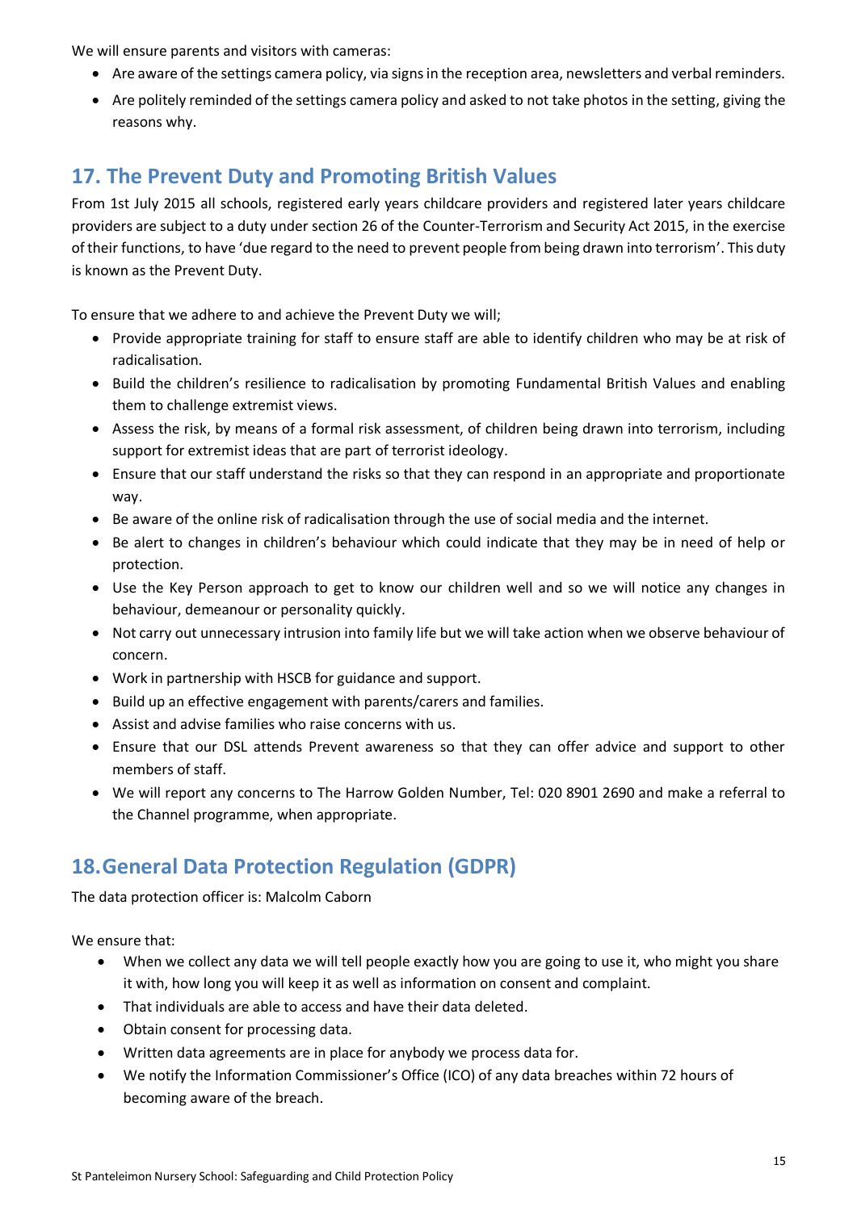We will ensure parents and visitors with cameras:

- Are aware of the settings camera policy, via signs in the reception area, newsletters and verbal reminders.
- Are politely reminded of the settings camera policy and asked to not take photos in the setting, giving the reasons why.

## 17. The Prevent Duty and Promoting British Values

From 1st July 2015 all schools, registered early years childcare providers and registered later years childcare providers are subject to a duty under section 26 of the Counter-Terrorism and Security Act 2015, in the exercise of their functions, to have 'due regard to the need to prevent people from being drawn into terrorism'. This duty is known as the Prevent Duty.

To ensure that we adhere to and achieve the Prevent Duty we will;

- Provide appropriate training for staff to ensure staff are able to identify children who may be at risk of radicalisation.
- Build the children's resilience to radicalisation by promoting Fundamental British Values and enabling them to challenge extremist views.
- Assess the risk, by means of a formal risk assessment, of children being drawn into terrorism, including support for extremist ideas that are part of terrorist ideology.
- Ensure that our staff understand the risks so that they can respond in an appropriate and proportionate way.
- Be aware of the online risk of radicalisation through the use of social media and the internet.
- Be alert to changes in children's behaviour which could indicate that they may be in need of help or protection.
- Use the Key Person approach to get to know our children well and so we will notice any changes in behaviour, demeanour or personality quickly.
- Not carry out unnecessary intrusion into family life but we will take action when we observe behaviour of concern.
- Work in partnership with HSCB for guidance and support.
- Build up an effective engagement with parents/carers and families.
- Assist and advise families who raise concerns with us.
- Ensure that our DSL attends Prevent awareness so that they can offer advice and support to other members of staff.
- We will report any concerns to The Harrow Golden Number, Tel: 020 8901 2690 and make a referral to the Channel programme, when appropriate.

## 18. General Data Protection Regulation (GDPR)

The data protection officer is: Malcolm Caborn

We ensure that:

- When we collect any data we will tell people exactly how you are going to use it, who might you share it with, how long you will keep it as well as information on consent and complaint.
- That individuals are able to access and have their data deleted.
- Obtain consent for processing data.
- Written data agreements are in place for anybody we process data for.
- We notify the Information Commissioner's Office (ICO) of any data breaches within 72 hours of becoming aware of the breach.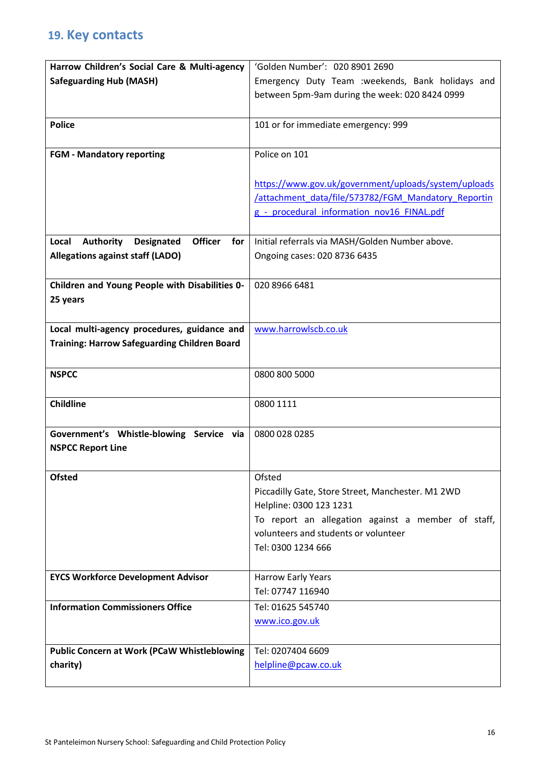## 19. Key contacts

| | |
|---|---|
| **Harrow Children's Social Care & Multi-agency Safeguarding Hub (MASH)** | 'Golden Number': 020 8901 2690<br>Emergency Duty Team :weekends, Bank holidays and between 5pm-9am during the week: 020 8424 0999 |
| **Police** | 101 or for immediate emergency: 999 |
| **FGM - Mandatory reporting** | Police on 101<br><br>https://www.gov.uk/government/uploads/system/uploads/attachment_data/file/573782/FGM_Mandatory_Reporting_-_procedural_information_nov16_FINAL.pdf |
| **Local Authority Designated Officer for Allegations against staff (LADO)** | Initial referrals via MASH/Golden Number above.<br>Ongoing cases: 020 8736 6435 |
| **Children and Young People with Disabilities 0-25 years** | 020 8966 6481 |
| **Local multi-agency procedures, guidance and Training: Harrow Safeguarding Children Board** | www.harrowlscb.co.uk |
| **NSPCC** | 0800 800 5000 |
| **Childline** | 0800 1111 |
| **Government's Whistle-blowing Service via NSPCC Report Line** | 0800 028 0285 |
| **Ofsted** | Ofsted<br>Piccadilly Gate, Store Street, Manchester. M1 2WD<br>Helpline: 0300 123 1231<br>To report an allegation against a member of staff, volunteers and students or volunteer<br>Tel: 0300 1234 666 |
| **EYCS Workforce Development Advisor** | Harrow Early Years<br>Tel: 07747 116940 |
| **Information Commissioners Office** | Tel: 01625 545740<br>www.ico.gov.uk |
| **Public Concern at Work (PCaW Whistleblowing charity)** | Tel: 0207404 6609<br>helpline@pcaw.co.uk |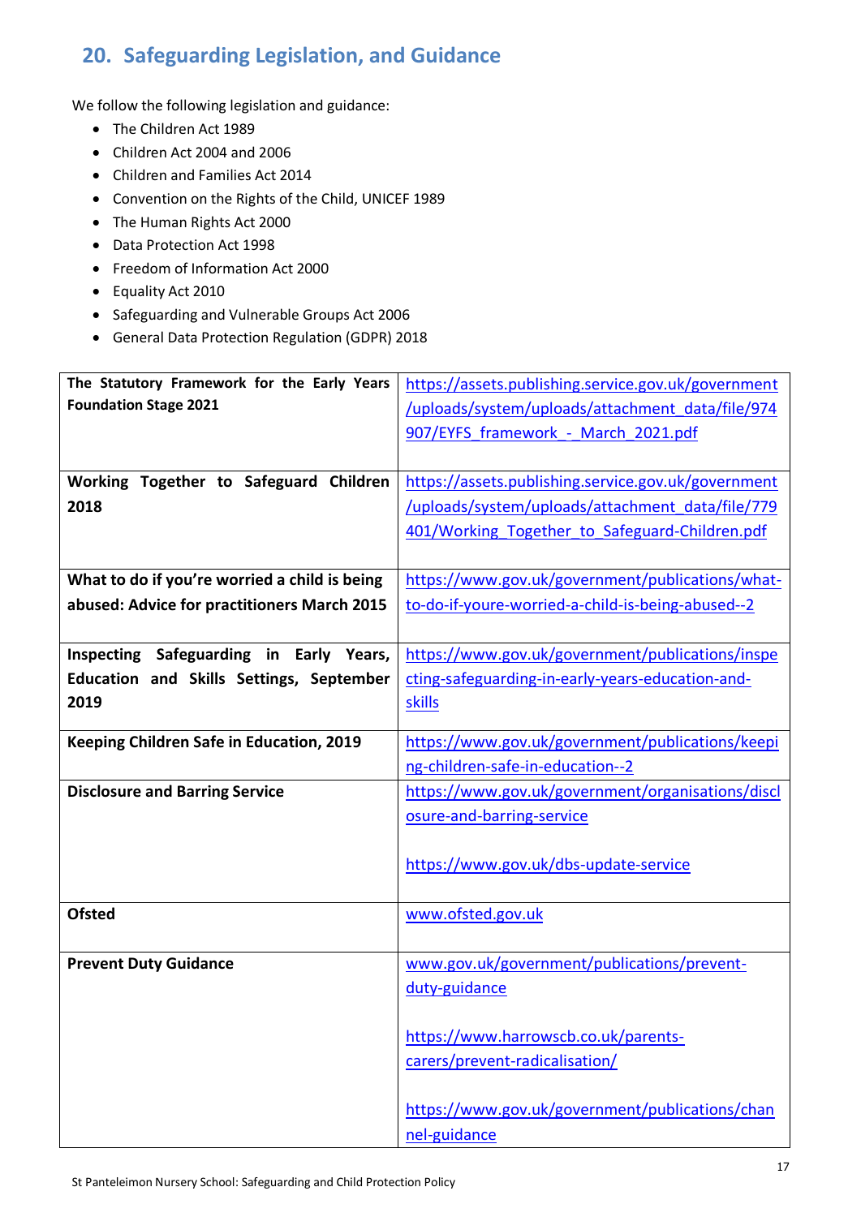## 20. Safeguarding Legislation, and Guidance

We follow the following legislation and guidance:

- The Children Act 1989
- Children Act 2004 and 2006
- Children and Families Act 2014
- Convention on the Rights of the Child, UNICEF 1989
- The Human Rights Act 2000
- Data Protection Act 1998
- Freedom of Information Act 2000
- Equality Act 2010
- Safeguarding and Vulnerable Groups Act 2006
- General Data Protection Regulation (GDPR) 2018

| | |
|---|---|
| **The Statutory Framework for the Early Years Foundation Stage 2021** | https://assets.publishing.service.gov.uk/government/uploads/system/uploads/attachment_data/file/974907/EYFS_framework_-_March_2021.pdf |
| **Working Together to Safeguard Children 2018** | https://assets.publishing.service.gov.uk/government/uploads/system/uploads/attachment_data/file/779401/Working_Together_to_Safeguard-Children.pdf |
| **What to do if you're worried a child is being abused: Advice for practitioners March 2015** | https://www.gov.uk/government/publications/what-to-do-if-youre-worried-a-child-is-being-abused--2 |
| **Inspecting Safeguarding in Early Years, Education and Skills Settings, September 2019** | https://www.gov.uk/government/publications/inspecting-safeguarding-in-early-years-education-and-skills |
| **Keeping Children Safe in Education, 2019** | https://www.gov.uk/government/publications/keeping-children-safe-in-education--2 |
| **Disclosure and Barring Service** | https://www.gov.uk/government/organisations/disclosure-and-barring-service <br><br> https://www.gov.uk/dbs-update-service |
| **Ofsted** | www.ofsted.gov.uk |
| **Prevent Duty Guidance** | www.gov.uk/government/publications/prevent-duty-guidance <br><br> https://www.harrowscb.co.uk/parents-carers/prevent-radicalisation/ <br><br> https://www.gov.uk/government/publications/channel-guidance |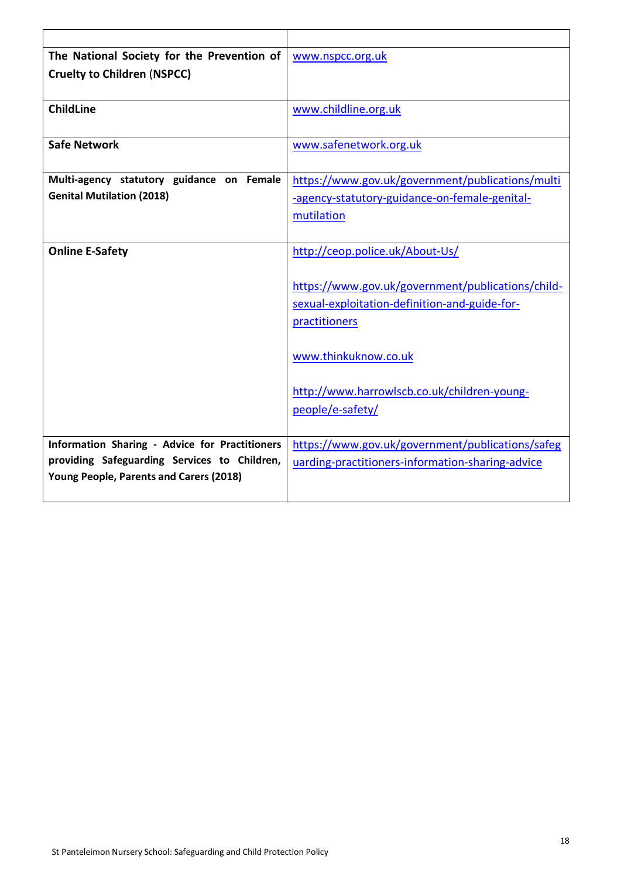| | |
|---|---|
| **The National Society for the Prevention of Cruelty to Children (NSPCC)** | www.nspcc.org.uk |
| **ChildLine** | www.childline.org.uk |
| **Safe Network** | www.safenetwork.org.uk |
| **Multi-agency statutory guidance on Female Genital Mutilation (2018)** | https://www.gov.uk/government/publications/multi-agency-statutory-guidance-on-female-genital-mutilation |
| **Online E-Safety** | http://ceop.police.uk/About-Us/<br><br>https://www.gov.uk/government/publications/child-sexual-exploitation-definition-and-guide-for-practitioners<br><br>www.thinkuknow.co.uk<br><br>http://www.harrowlscb.co.uk/children-young-people/e-safety/ |
| **Information Sharing - Advice for Practitioners providing Safeguarding Services to Children, Young People, Parents and Carers (2018)** | https://www.gov.uk/government/publications/safeguarding-practitioners-information-sharing-advice |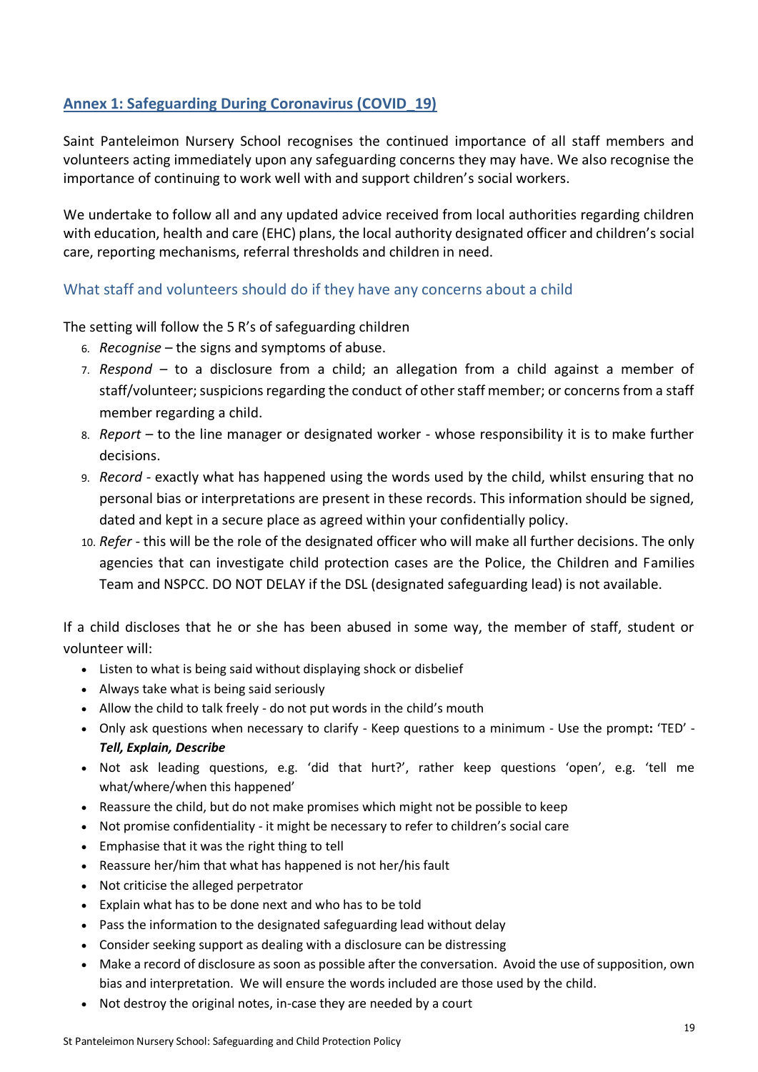## Annex 1: Safeguarding During Coronavirus (COVID_19)

Saint Panteleimon Nursery School recognises the continued importance of all staff members and volunteers acting immediately upon any safeguarding concerns they may have. We also recognise the importance of continuing to work well with and support children's social workers.

We undertake to follow all and any updated advice received from local authorities regarding children with education, health and care (EHC) plans, the local authority designated officer and children's social care, reporting mechanisms, referral thresholds and children in need.

### What staff and volunteers should do if they have any concerns about a child

The setting will follow the 5 R's of safeguarding children

6. *Recognise* – the signs and symptoms of abuse.
7. *Respond* – to a disclosure from a child; an allegation from a child against a member of staff/volunteer; suspicions regarding the conduct of other staff member; or concerns from a staff member regarding a child.
8. *Report* – to the line manager or designated worker - whose responsibility it is to make further decisions.
9. *Record* - exactly what has happened using the words used by the child, whilst ensuring that no personal bias or interpretations are present in these records. This information should be signed, dated and kept in a secure place as agreed within your confidentially policy.
10. *Refer* - this will be the role of the designated officer who will make all further decisions. The only agencies that can investigate child protection cases are the Police, the Children and Families Team and NSPCC. DO NOT DELAY if the DSL (designated safeguarding lead) is not available.

If a child discloses that he or she has been abused in some way, the member of staff, student or volunteer will:

- Listen to what is being said without displaying shock or disbelief
- Always take what is being said seriously
- Allow the child to talk freely - do not put words in the child's mouth
- Only ask questions when necessary to clarify - Keep questions to a minimum - Use the prompt**:** 'TED' - ***Tell, Explain, Describe***
- Not ask leading questions, e.g. 'did that hurt?', rather keep questions 'open', e.g. 'tell me what/where/when this happened'
- Reassure the child, but do not make promises which might not be possible to keep
- Not promise confidentiality - it might be necessary to refer to children's social care
- Emphasise that it was the right thing to tell
- Reassure her/him that what has happened is not her/his fault
- Not criticise the alleged perpetrator
- Explain what has to be done next and who has to be told
- Pass the information to the designated safeguarding lead without delay
- Consider seeking support as dealing with a disclosure can be distressing
- Make a record of disclosure as soon as possible after the conversation. Avoid the use of supposition, own bias and interpretation. We will ensure the words included are those used by the child.
- Not destroy the original notes, in-case they are needed by a court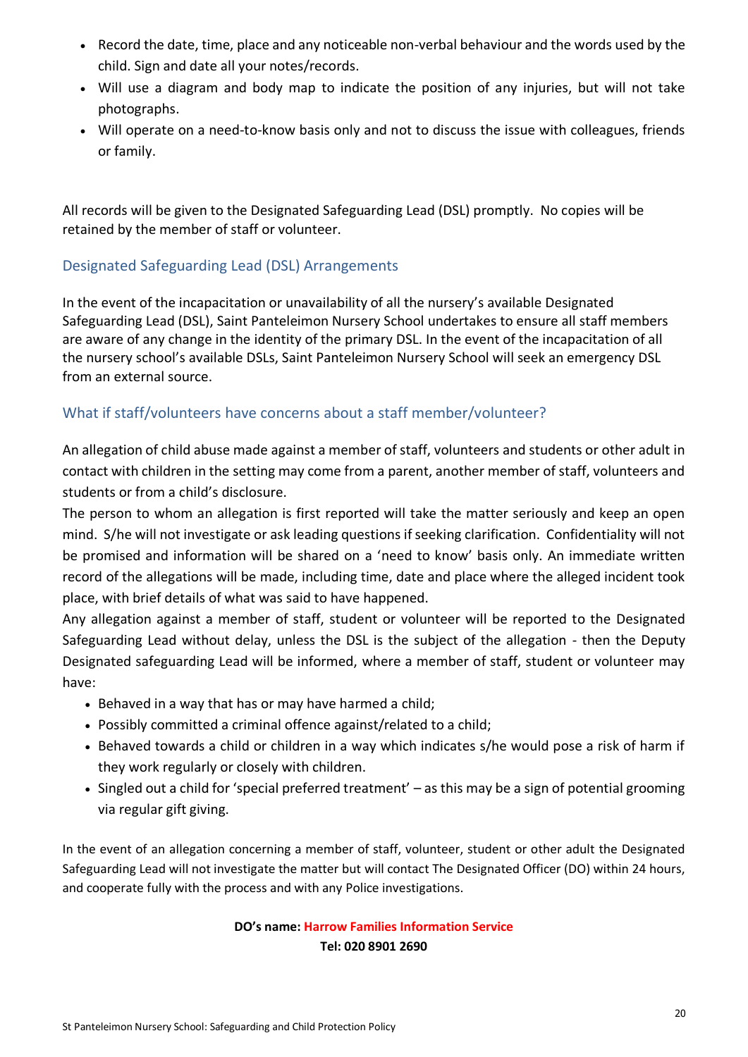- Record the date, time, place and any noticeable non-verbal behaviour and the words used by the child. Sign and date all your notes/records.
- Will use a diagram and body map to indicate the position of any injuries, but will not take photographs.
- Will operate on a need-to-know basis only and not to discuss the issue with colleagues, friends or family.

All records will be given to the Designated Safeguarding Lead (DSL) promptly. No copies will be retained by the member of staff or volunteer.

## Designated Safeguarding Lead (DSL) Arrangements

In the event of the incapacitation or unavailability of all the nursery's available Designated Safeguarding Lead (DSL), Saint Panteleimon Nursery School undertakes to ensure all staff members are aware of any change in the identity of the primary DSL. In the event of the incapacitation of all the nursery school's available DSLs, Saint Panteleimon Nursery School will seek an emergency DSL from an external source.

## What if staff/volunteers have concerns about a staff member/volunteer?

An allegation of child abuse made against a member of staff, volunteers and students or other adult in contact with children in the setting may come from a parent, another member of staff, volunteers and students or from a child's disclosure.

The person to whom an allegation is first reported will take the matter seriously and keep an open mind. S/he will not investigate or ask leading questions if seeking clarification. Confidentiality will not be promised and information will be shared on a 'need to know' basis only. An immediate written record of the allegations will be made, including time, date and place where the alleged incident took place, with brief details of what was said to have happened.

Any allegation against a member of staff, student or volunteer will be reported to the Designated Safeguarding Lead without delay, unless the DSL is the subject of the allegation - then the Deputy Designated safeguarding Lead will be informed, where a member of staff, student or volunteer may have:

- Behaved in a way that has or may have harmed a child;
- Possibly committed a criminal offence against/related to a child;
- Behaved towards a child or children in a way which indicates s/he would pose a risk of harm if they work regularly or closely with children.
- Singled out a child for 'special preferred treatment' – as this may be a sign of potential grooming via regular gift giving.

In the event of an allegation concerning a member of staff, volunteer, student or other adult the Designated Safeguarding Lead will not investigate the matter but will contact The Designated Officer (DO) within 24 hours, and cooperate fully with the process and with any Police investigations.

**DO's name: Harrow Families Information Service**
**Tel: 020 8901 2690**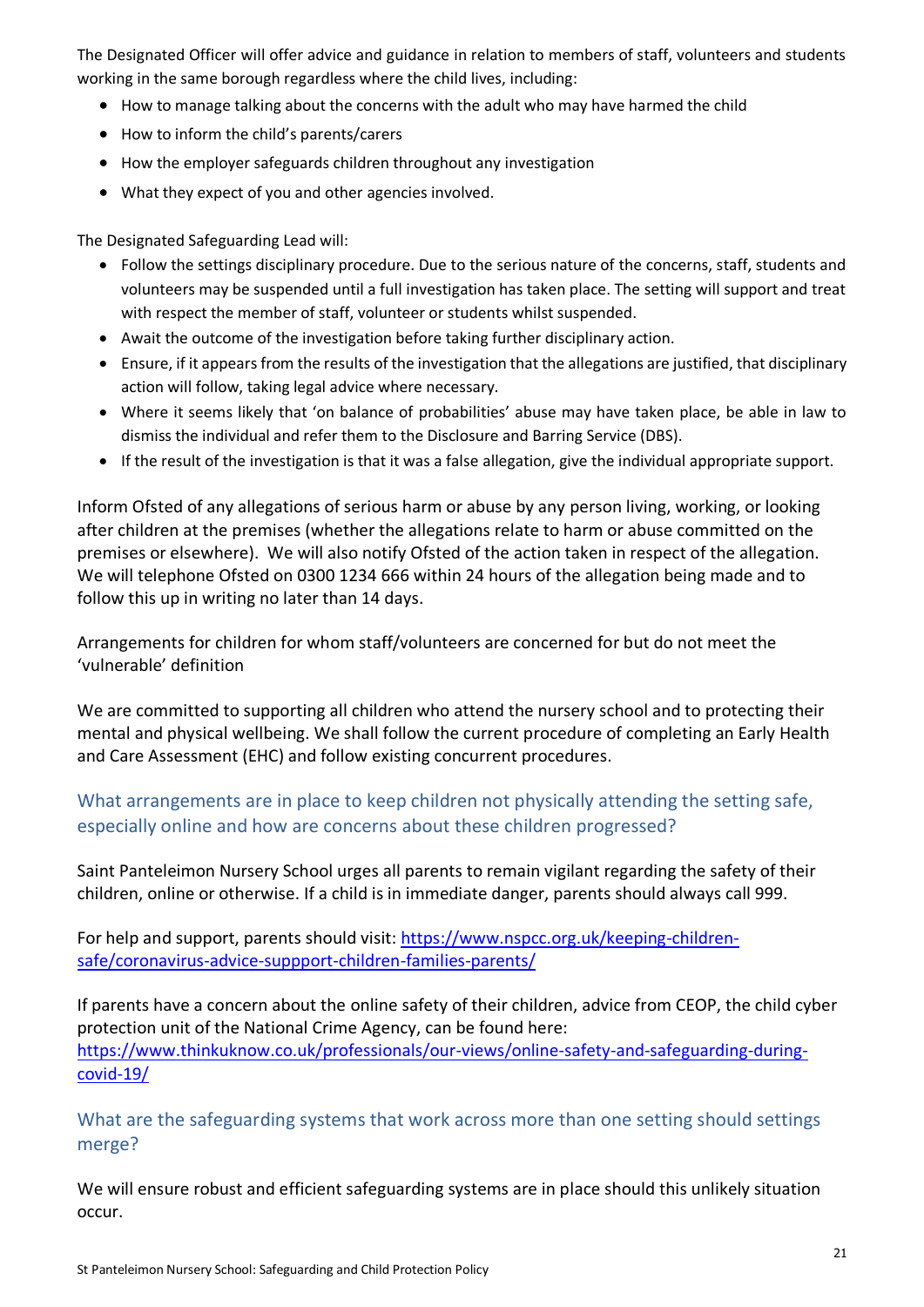The Designated Officer will offer advice and guidance in relation to members of staff, volunteers and students working in the same borough regardless where the child lives, including:

- How to manage talking about the concerns with the adult who may have harmed the child
- How to inform the child's parents/carers
- How the employer safeguards children throughout any investigation
- What they expect of you and other agencies involved.

The Designated Safeguarding Lead will:

- Follow the settings disciplinary procedure. Due to the serious nature of the concerns, staff, students and volunteers may be suspended until a full investigation has taken place. The setting will support and treat with respect the member of staff, volunteer or students whilst suspended.
- Await the outcome of the investigation before taking further disciplinary action.
- Ensure, if it appears from the results of the investigation that the allegations are justified, that disciplinary action will follow, taking legal advice where necessary.
- Where it seems likely that 'on balance of probabilities' abuse may have taken place, be able in law to dismiss the individual and refer them to the Disclosure and Barring Service (DBS).
- If the result of the investigation is that it was a false allegation, give the individual appropriate support.

Inform Ofsted of any allegations of serious harm or abuse by any person living, working, or looking after children at the premises (whether the allegations relate to harm or abuse committed on the premises or elsewhere). We will also notify Ofsted of the action taken in respect of the allegation. We will telephone Ofsted on 0300 1234 666 within 24 hours of the allegation being made and to follow this up in writing no later than 14 days.

Arrangements for children for whom staff/volunteers are concerned for but do not meet the 'vulnerable' definition

We are committed to supporting all children who attend the nursery school and to protecting their mental and physical wellbeing. We shall follow the current procedure of completing an Early Health and Care Assessment (EHC) and follow existing concurrent procedures.

## What arrangements are in place to keep children not physically attending the setting safe, especially online and how are concerns about these children progressed?

Saint Panteleimon Nursery School urges all parents to remain vigilant regarding the safety of their children, online or otherwise. If a child is in immediate danger, parents should always call 999.

For help and support, parents should visit: [https://www.nspcc.org.uk/keeping-children-safe/coronavirus-advice-suppport-children-families-parents/](https://www.nspcc.org.uk/keeping-children-safe/coronavirus-advice-suppport-children-families-parents/)

If parents have a concern about the online safety of their children, advice from CEOP, the child cyber protection unit of the National Crime Agency, can be found here: [https://www.thinkuknow.co.uk/professionals/our-views/online-safety-and-safeguarding-during-covid-19/](https://www.thinkuknow.co.uk/professionals/our-views/online-safety-and-safeguarding-during-covid-19/)

## What are the safeguarding systems that work across more than one setting should settings merge?

We will ensure robust and efficient safeguarding systems are in place should this unlikely situation occur.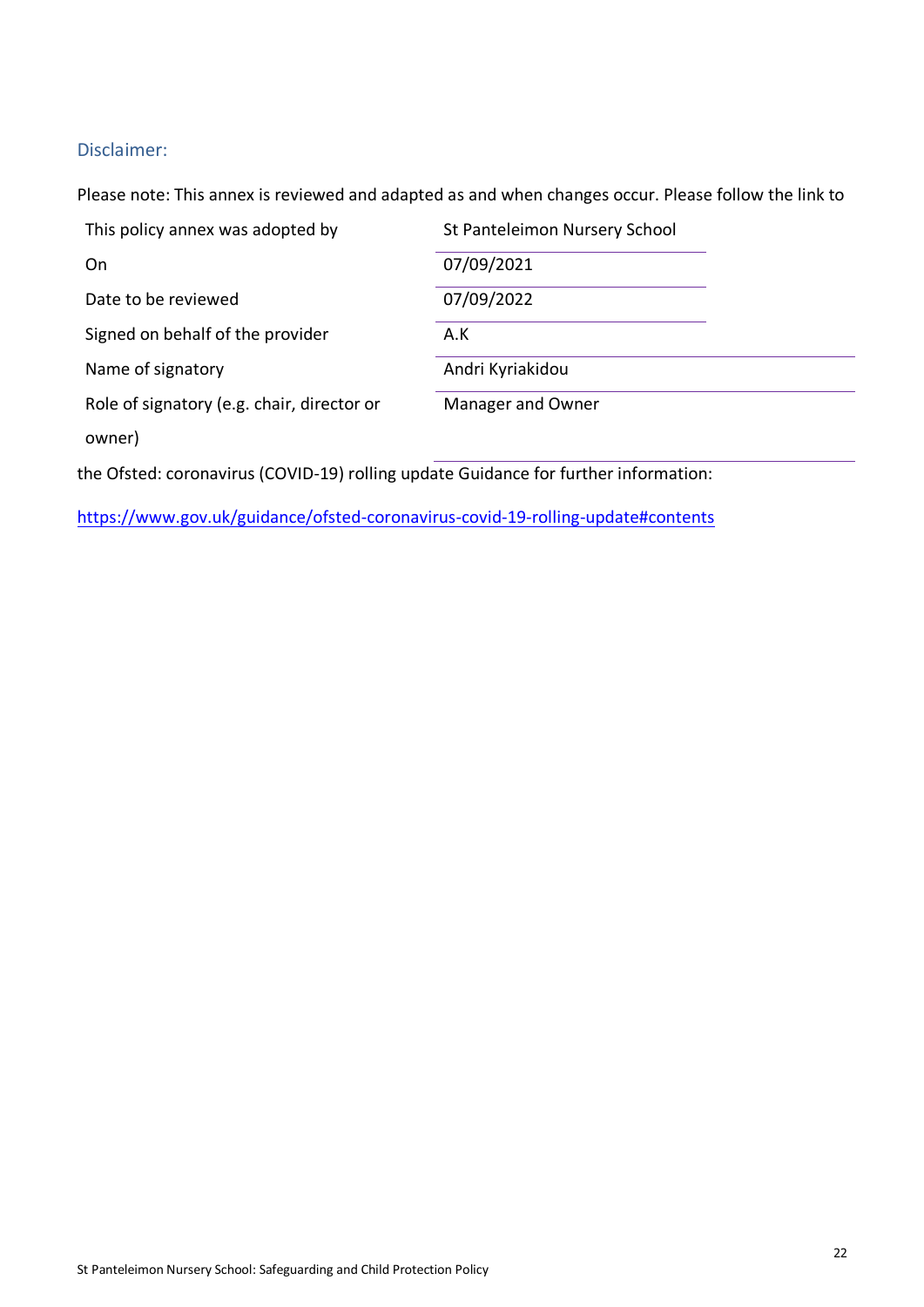## Disclaimer:

Please note: This annex is reviewed and adapted as and when changes occur. Please follow the link to

| | |
|---|---|
| This policy annex was adopted by | St Panteleimon Nursery School |
| On | 07/09/2021 |
| Date to be reviewed | 07/09/2022 |
| Signed on behalf of the provider | A.K |
| Name of signatory | Andri Kyriakidou |
| Role of signatory (e.g. chair, director or owner) | Manager and Owner |

the Ofsted: coronavirus (COVID-19) rolling update Guidance for further information:

https://www.gov.uk/guidance/ofsted-coronavirus-covid-19-rolling-update#contents